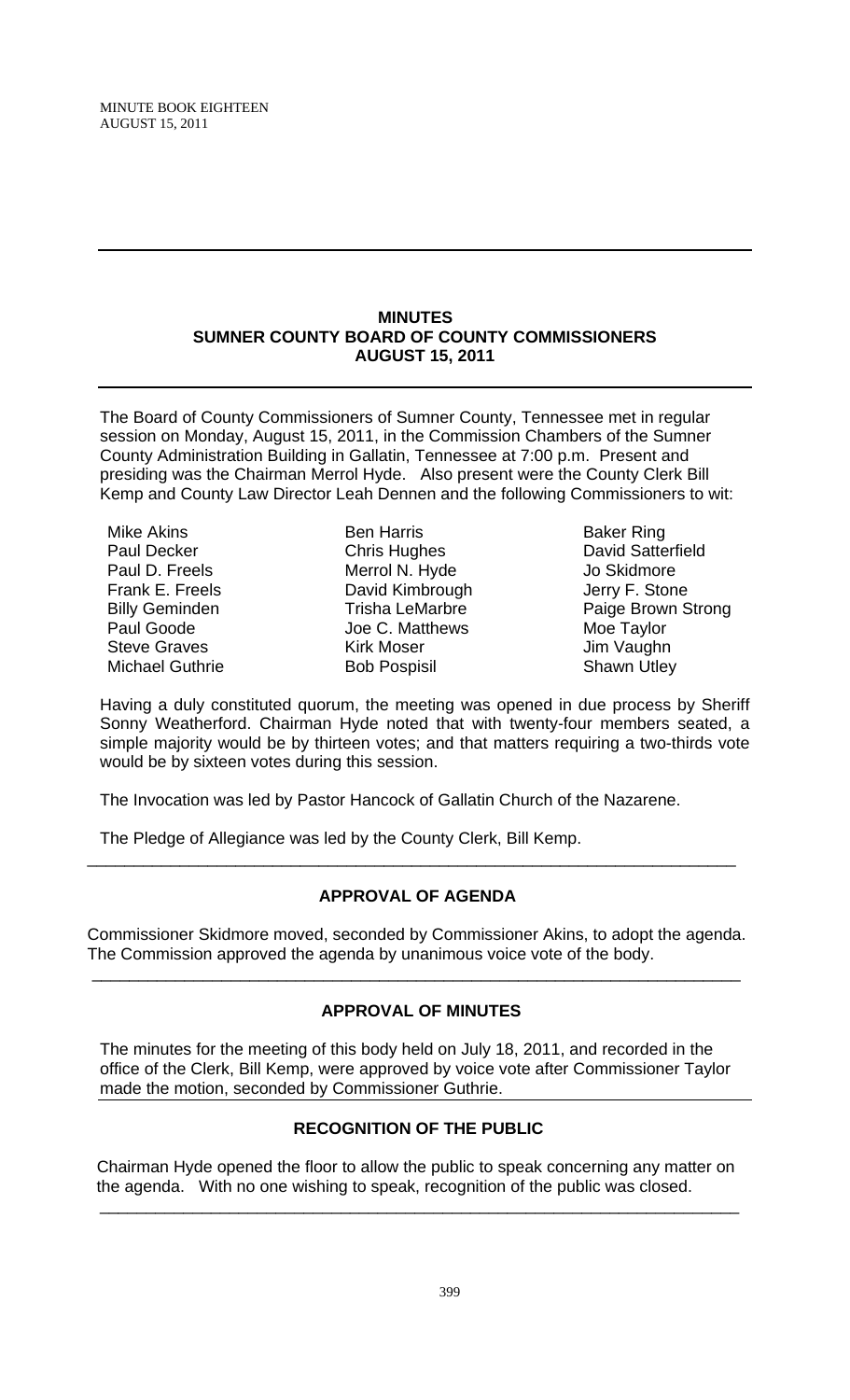**MINUTES**
**SUMNER COUNTY BOARD OF COUNTY COMMISSIONERS**
**AUGUST 15, 2011**

The Board of County Commissioners of Sumner County, Tennessee met in regular session on Monday, August 15, 2011, in the Commission Chambers of the Sumner County Administration Building in Gallatin, Tennessee at 7:00 p.m. Present and presiding was the Chairman Merrol Hyde. Also present were the County Clerk Bill Kemp and County Law Director Leah Dennen and the following Commissioners to wit:

| | | |
|---|---|---|
| Mike Akins | Ben Harris | Baker Ring |
| Paul Decker | Chris Hughes | David Satterfield |
| Paul D. Freels | Merrol N. Hyde | Jo Skidmore |
| Frank E. Freels | David Kimbrough | Jerry F. Stone |
| Billy Geminden | Trisha LeMarbre | Paige Brown Strong |
| Paul Goode | Joe C. Matthews | Moe Taylor |
| Steve Graves | Kirk Moser | Jim Vaughn |
| Michael Guthrie | Bob Pospisil | Shawn Utley |

Having a duly constituted quorum, the meeting was opened in due process by Sheriff Sonny Weatherford. Chairman Hyde noted that with twenty-four members seated, a simple majority would be by thirteen votes; and that matters requiring a two-thirds vote would be by sixteen votes during this session.

The Invocation was led by Pastor Hancock of Gallatin Church of the Nazarene.

The Pledge of Allegiance was led by the County Clerk, Bill Kemp.

## APPROVAL OF AGENDA

Commissioner Skidmore moved, seconded by Commissioner Akins, to adopt the agenda. The Commission approved the agenda by unanimous voice vote of the body.

## APPROVAL OF MINUTES

The minutes for the meeting of this body held on July 18, 2011, and recorded in the office of the Clerk, Bill Kemp, were approved by voice vote after Commissioner Taylor made the motion, seconded by Commissioner Guthrie.

## RECOGNITION OF THE PUBLIC

Chairman Hyde opened the floor to allow the public to speak concerning any matter on the agenda. With no one wishing to speak, recognition of the public was closed.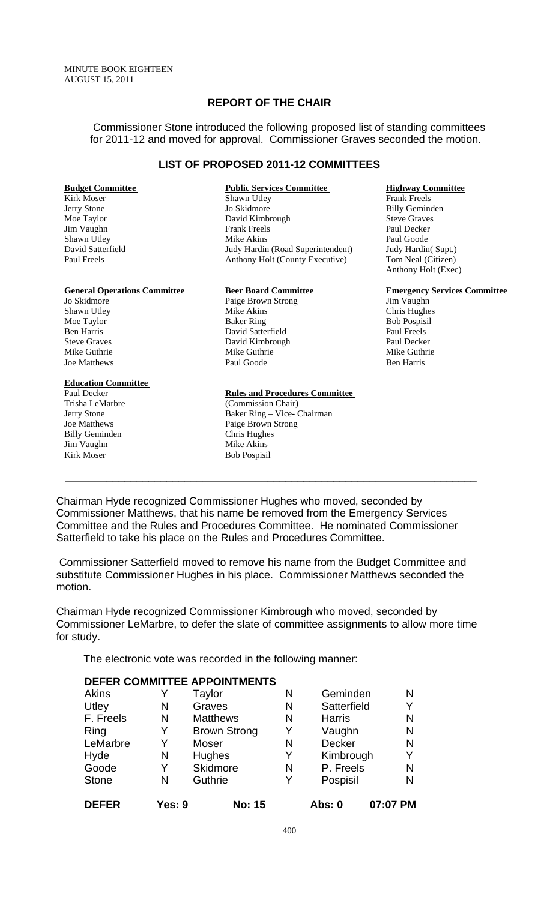MINUTE BOOK EIGHTEEN
AUGUST 15, 2011

## REPORT OF THE CHAIR

Commissioner Stone introduced the following proposed list of standing committees for 2011-12 and moved for approval. Commissioner Graves seconded the motion.

### LIST OF PROPOSED 2011-12 COMMITTEES

**Budget Committee**
Kirk Moser
Jerry Stone
Moe Taylor
Jim Vaughn
Shawn Utley
David Satterfield
Paul Freels

**Public Services Committee**
Shawn Utley
Jo Skidmore
David Kimbrough
Frank Freels
Mike Akins
Judy Hardin (Road Superintendent)
Anthony Holt (County Executive)

**Highway Committee**
Frank Freels
Billy Geminden
Steve Graves
Paul Decker
Paul Goode
Judy Hardin( Supt.)
Tom Neal (Citizen)
Anthony Holt (Exec)

**General Operations Committee**
Jo Skidmore
Shawn Utley
Moe Taylor
Ben Harris
Steve Graves
Mike Guthrie
Joe Matthews

**Beer Board Committee**
Paige Brown Strong
Mike Akins
Baker Ring
David Satterfield
David Kimbrough
Mike Guthrie
Paul Goode

**Emergency Services Committee**
Jim Vaughn
Chris Hughes
Bob Pospisil
Paul Freels
Paul Decker
Mike Guthrie
Ben Harris

**Education Committee**
Paul Decker
Trisha LeMarbre
Jerry Stone
Joe Matthews
Billy Geminden
Jim Vaughn
Kirk Moser

**Rules and Procedures Committee**
(Commission Chair)
Baker Ring – Vice- Chairman
Paige Brown Strong
Chris Hughes
Mike Akins
Bob Pospisil

---

Chairman Hyde recognized Commissioner Hughes who moved, seconded by Commissioner Matthews, that his name be removed from the Emergency Services Committee and the Rules and Procedures Committee. He nominated Commissioner Satterfield to take his place on the Rules and Procedures Committee.

Commissioner Satterfield moved to remove his name from the Budget Committee and substitute Commissioner Hughes in his place. Commissioner Matthews seconded the motion.

Chairman Hyde recognized Commissioner Kimbrough who moved, seconded by Commissioner LeMarbre, to defer the slate of committee assignments to allow more time for study.

The electronic vote was recorded in the following manner:

**DEFER COMMITTEE APPOINTMENTS**

| | | | | | |
|---|---|---|---|---|---|
| Akins | Y | Taylor | N | Geminden | N |
| Utley | N | Graves | N | Satterfield | Y |
| F. Freels | N | Matthews | N | Harris | N |
| Ring | Y | Brown Strong | Y | Vaughn | N |
| LeMarbre | Y | Moser | N | Decker | N |
| Hyde | N | Hughes | Y | Kimbrough | Y |
| Goode | Y | Skidmore | N | P. Freels | N |
| Stone | N | Guthrie | Y | Pospisil | N |

**DEFER    Yes: 9    No: 15    Abs: 0    07:07 PM**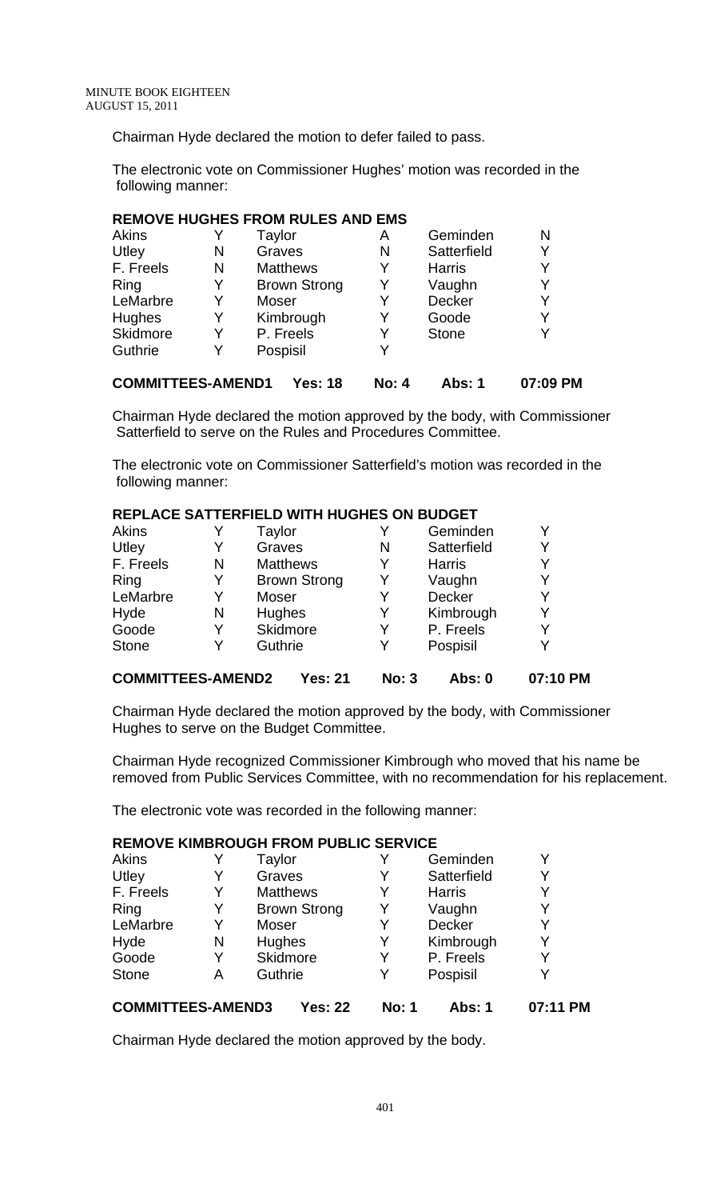Chairman Hyde declared the motion to defer failed to pass.

The electronic vote on Commissioner Hughes' motion was recorded in the following manner:

**REMOVE HUGHES FROM RULES AND EMS**

| | | | | | |
|---|---|---|---|---|---|
| Akins | Y | Taylor | A | Geminden | N |
| Utley | N | Graves | N | Satterfield | Y |
| F. Freels | N | Matthews | Y | Harris | Y |
| Ring | Y | Brown Strong | Y | Vaughn | Y |
| LeMarbre | Y | Moser | Y | Decker | Y |
| Hughes | Y | Kimbrough | Y | Goode | Y |
| Skidmore | Y | P. Freels | Y | Stone | Y |
| Guthrie | Y | Pospisil | Y | | |

**COMMITTEES-AMEND1 Yes: 18 No: 4 Abs: 1 07:09 PM**

Chairman Hyde declared the motion approved by the body, with Commissioner Satterfield to serve on the Rules and Procedures Committee.

The electronic vote on Commissioner Satterfield's motion was recorded in the following manner:

**REPLACE SATTERFIELD WITH HUGHES ON BUDGET**

| | | | | | |
|---|---|---|---|---|---|
| Akins | Y | Taylor | Y | Geminden | Y |
| Utley | Y | Graves | N | Satterfield | Y |
| F. Freels | N | Matthews | Y | Harris | Y |
| Ring | Y | Brown Strong | Y | Vaughn | Y |
| LeMarbre | Y | Moser | Y | Decker | Y |
| Hyde | N | Hughes | Y | Kimbrough | Y |
| Goode | Y | Skidmore | Y | P. Freels | Y |
| Stone | Y | Guthrie | Y | Pospisil | Y |

**COMMITTEES-AMEND2 Yes: 21 No: 3 Abs: 0 07:10 PM**

Chairman Hyde declared the motion approved by the body, with Commissioner Hughes to serve on the Budget Committee.

Chairman Hyde recognized Commissioner Kimbrough who moved that his name be removed from Public Services Committee, with no recommendation for his replacement.

The electronic vote was recorded in the following manner:

**REMOVE KIMBROUGH FROM PUBLIC SERVICE**

| | | | | | |
|---|---|---|---|---|---|
| Akins | Y | Taylor | Y | Geminden | Y |
| Utley | Y | Graves | Y | Satterfield | Y |
| F. Freels | Y | Matthews | Y | Harris | Y |
| Ring | Y | Brown Strong | Y | Vaughn | Y |
| LeMarbre | Y | Moser | Y | Decker | Y |
| Hyde | N | Hughes | Y | Kimbrough | Y |
| Goode | Y | Skidmore | Y | P. Freels | Y |
| Stone | A | Guthrie | Y | Pospisil | Y |

**COMMITTEES-AMEND3 Yes: 22 No: 1 Abs: 1 07:11 PM**

Chairman Hyde declared the motion approved by the body.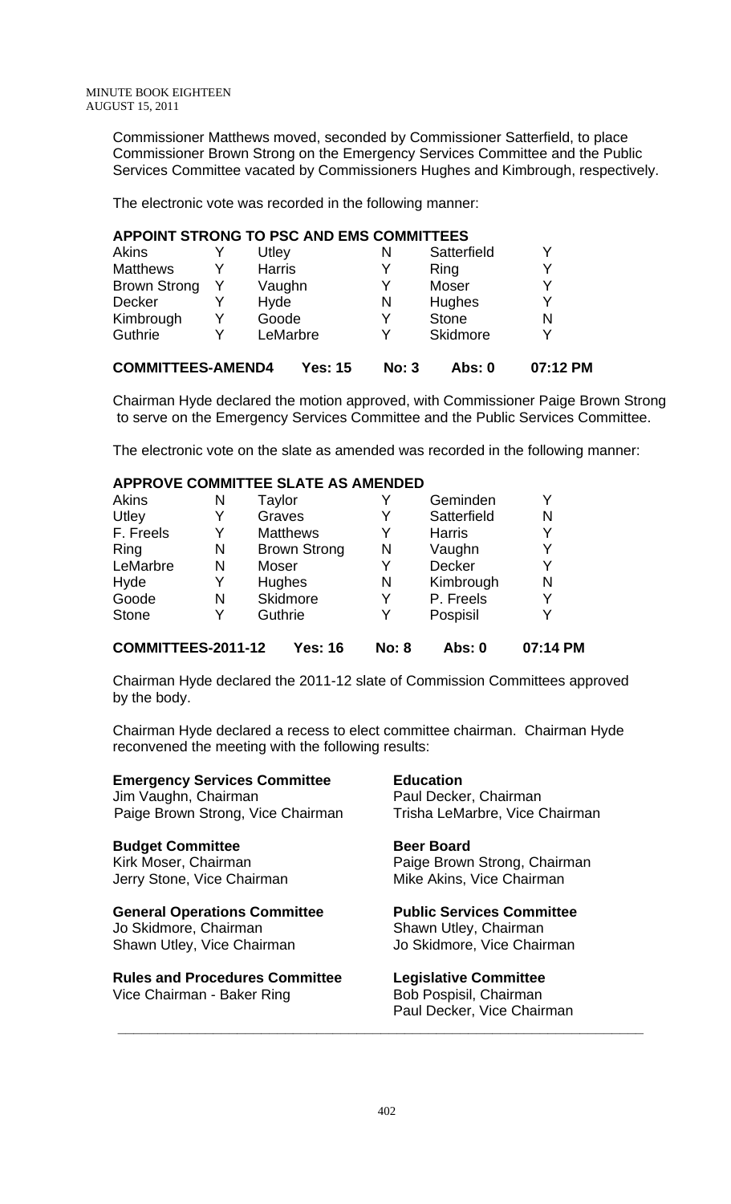Commissioner Matthews moved, seconded by Commissioner Satterfield, to place Commissioner Brown Strong on the Emergency Services Committee and the Public Services Committee vacated by Commissioners Hughes and Kimbrough, respectively.

The electronic vote was recorded in the following manner:

**APPOINT STRONG TO PSC AND EMS COMMITTEES**

| | | | | | |
|---|---|---|---|---|---|
| Akins | Y | Utley | N | Satterfield | Y |
| Matthews | Y | Harris | Y | Ring | Y |
| Brown Strong | Y | Vaughn | Y | Moser | Y |
| Decker | Y | Hyde | N | Hughes | Y |
| Kimbrough | Y | Goode | Y | Stone | N |
| Guthrie | Y | LeMarbre | Y | Skidmore | Y |

**COMMITTEES-AMEND4 Yes: 15 No: 3 Abs: 0 07:12 PM**

Chairman Hyde declared the motion approved, with Commissioner Paige Brown Strong to serve on the Emergency Services Committee and the Public Services Committee.

The electronic vote on the slate as amended was recorded in the following manner:

**APPROVE COMMITTEE SLATE AS AMENDED**

| | | | | | |
|---|---|---|---|---|---|
| Akins | N | Taylor | Y | Geminden | Y |
| Utley | Y | Graves | Y | Satterfield | N |
| F. Freels | Y | Matthews | Y | Harris | Y |
| Ring | N | Brown Strong | N | Vaughn | Y |
| LeMarbre | N | Moser | Y | Decker | Y |
| Hyde | Y | Hughes | N | Kimbrough | N |
| Goode | N | Skidmore | Y | P. Freels | Y |
| Stone | Y | Guthrie | Y | Pospisil | Y |

**COMMITTEES-2011-12 Yes: 16 No: 8 Abs: 0 07:14 PM**

Chairman Hyde declared the 2011-12 slate of Commission Committees approved by the body.

Chairman Hyde declared a recess to elect committee chairman. Chairman Hyde reconvened the meeting with the following results:

**Emergency Services Committee**
Jim Vaughn, Chairman
Paige Brown Strong, Vice Chairman

**Education**
Paul Decker, Chairman
Trisha LeMarbre, Vice Chairman

**Budget Committee**
Kirk Moser, Chairman
Jerry Stone, Vice Chairman

**Beer Board**
Paige Brown Strong, Chairman
Mike Akins, Vice Chairman

**General Operations Committee**
Jo Skidmore, Chairman
Shawn Utley, Vice Chairman

**Public Services Committee**
Shawn Utley, Chairman
Jo Skidmore, Vice Chairman

**Rules and Procedures Committee**
Vice Chairman - Baker Ring

**Legislative Committee**
Bob Pospisil, Chairman
Paul Decker, Vice Chairman

---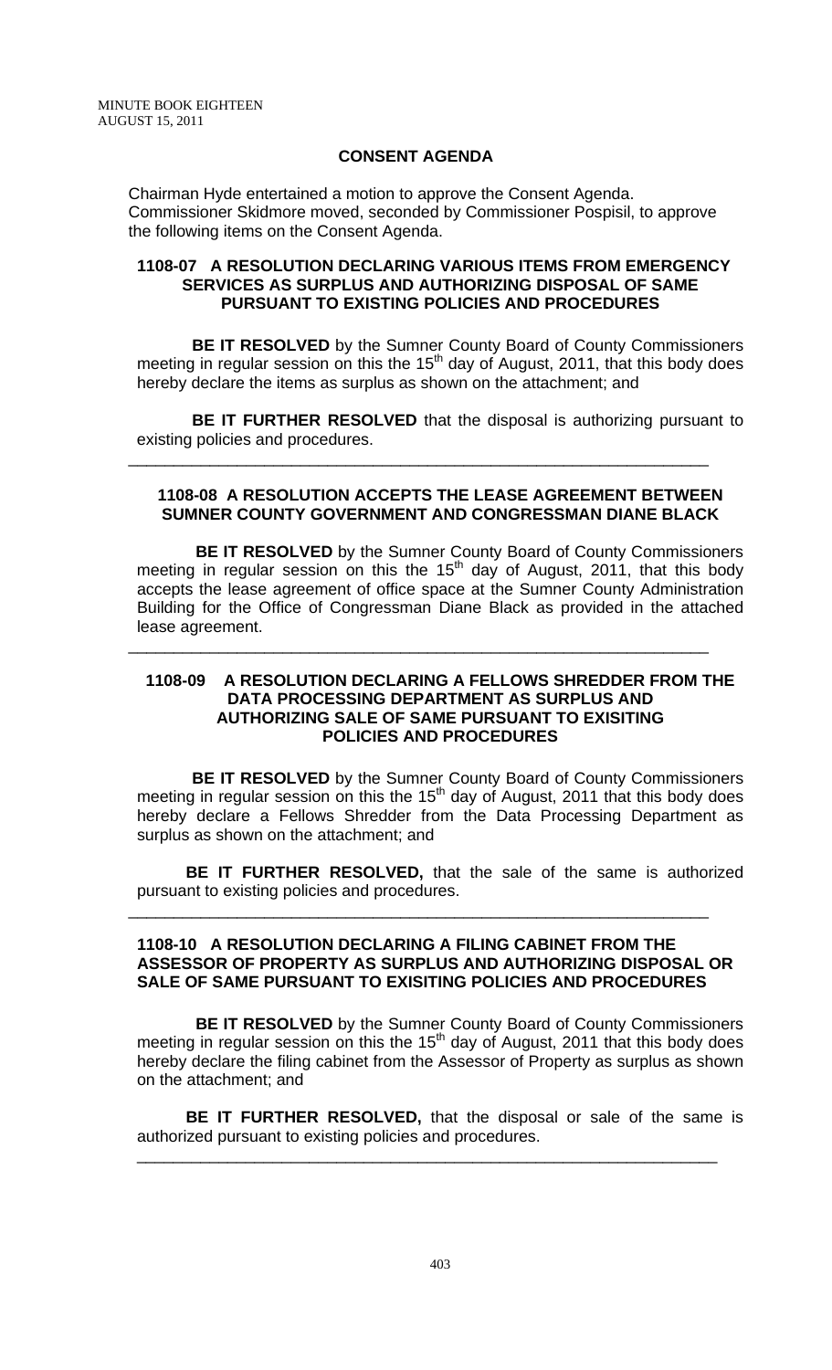## CONSENT AGENDA

Chairman Hyde entertained a motion to approve the Consent Agenda. Commissioner Skidmore moved, seconded by Commissioner Pospisil, to approve the following items on the Consent Agenda.

### 1108-07 A RESOLUTION DECLARING VARIOUS ITEMS FROM EMERGENCY SERVICES AS SURPLUS AND AUTHORIZING DISPOSAL OF SAME PURSUANT TO EXISTING POLICIES AND PROCEDURES

**BE IT RESOLVED** by the Sumner County Board of County Commissioners meeting in regular session on this the 15th day of August, 2011, that this body does hereby declare the items as surplus as shown on the attachment; and

**BE IT FURTHER RESOLVED** that the disposal is authorizing pursuant to existing policies and procedures.

---

### 1108-08 A RESOLUTION ACCEPTS THE LEASE AGREEMENT BETWEEN SUMNER COUNTY GOVERNMENT AND CONGRESSMAN DIANE BLACK

**BE IT RESOLVED** by the Sumner County Board of County Commissioners meeting in regular session on this the 15th day of August, 2011, that this body accepts the lease agreement of office space at the Sumner County Administration Building for the Office of Congressman Diane Black as provided in the attached lease agreement.

---

### 1108-09 A RESOLUTION DECLARING A FELLOWS SHREDDER FROM THE DATA PROCESSING DEPARTMENT AS SURPLUS AND AUTHORIZING SALE OF SAME PURSUANT TO EXISITING POLICIES AND PROCEDURES

**BE IT RESOLVED** by the Sumner County Board of County Commissioners meeting in regular session on this the 15th day of August, 2011 that this body does hereby declare a Fellows Shredder from the Data Processing Department as surplus as shown on the attachment; and

**BE IT FURTHER RESOLVED,** that the sale of the same is authorized pursuant to existing policies and procedures.

---

### 1108-10 A RESOLUTION DECLARING A FILING CABINET FROM THE ASSESSOR OF PROPERTY AS SURPLUS AND AUTHORIZING DISPOSAL OR SALE OF SAME PURSUANT TO EXISITING POLICIES AND PROCEDURES

**BE IT RESOLVED** by the Sumner County Board of County Commissioners meeting in regular session on this the 15th day of August, 2011 that this body does hereby declare the filing cabinet from the Assessor of Property as surplus as shown on the attachment; and

**BE IT FURTHER RESOLVED,** that the disposal or sale of the same is authorized pursuant to existing policies and procedures.

---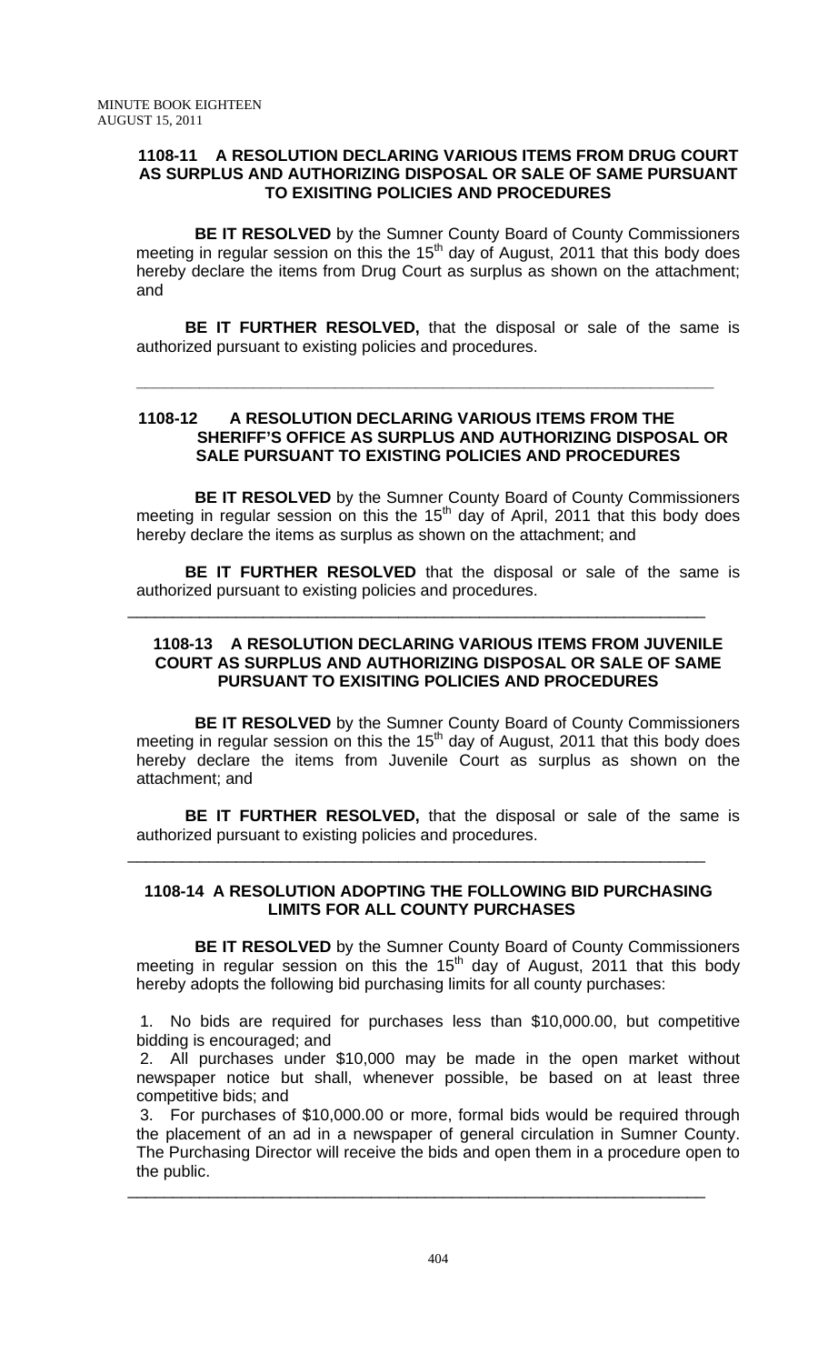### 1108-11 A RESOLUTION DECLARING VARIOUS ITEMS FROM DRUG COURT AS SURPLUS AND AUTHORIZING DISPOSAL OR SALE OF SAME PURSUANT TO EXISITING POLICIES AND PROCEDURES

**BE IT RESOLVED** by the Sumner County Board of County Commissioners meeting in regular session on this the 15th day of August, 2011 that this body does hereby declare the items from Drug Court as surplus as shown on the attachment; and

**BE IT FURTHER RESOLVED,** that the disposal or sale of the same is authorized pursuant to existing policies and procedures.

---

### 1108-12 A RESOLUTION DECLARING VARIOUS ITEMS FROM THE SHERIFF'S OFFICE AS SURPLUS AND AUTHORIZING DISPOSAL OR SALE PURSUANT TO EXISTING POLICIES AND PROCEDURES

**BE IT RESOLVED** by the Sumner County Board of County Commissioners meeting in regular session on this the 15th day of April, 2011 that this body does hereby declare the items as surplus as shown on the attachment; and

**BE IT FURTHER RESOLVED** that the disposal or sale of the same is authorized pursuant to existing policies and procedures.

---

### 1108-13 A RESOLUTION DECLARING VARIOUS ITEMS FROM JUVENILE COURT AS SURPLUS AND AUTHORIZING DISPOSAL OR SALE OF SAME PURSUANT TO EXISITING POLICIES AND PROCEDURES

**BE IT RESOLVED** by the Sumner County Board of County Commissioners meeting in regular session on this the 15th day of August, 2011 that this body does hereby declare the items from Juvenile Court as surplus as shown on the attachment; and

**BE IT FURTHER RESOLVED,** that the disposal or sale of the same is authorized pursuant to existing policies and procedures.

---

### 1108-14 A RESOLUTION ADOPTING THE FOLLOWING BID PURCHASING LIMITS FOR ALL COUNTY PURCHASES

**BE IT RESOLVED** by the Sumner County Board of County Commissioners meeting in regular session on this the 15th day of August, 2011 that this body hereby adopts the following bid purchasing limits for all county purchases:

1. No bids are required for purchases less than $10,000.00, but competitive bidding is encouraged; and
2. All purchases under $10,000 may be made in the open market without newspaper notice but shall, whenever possible, be based on at least three competitive bids; and
3. For purchases of $10,000.00 or more, formal bids would be required through the placement of an ad in a newspaper of general circulation in Sumner County. The Purchasing Director will receive the bids and open them in a procedure open to the public.

---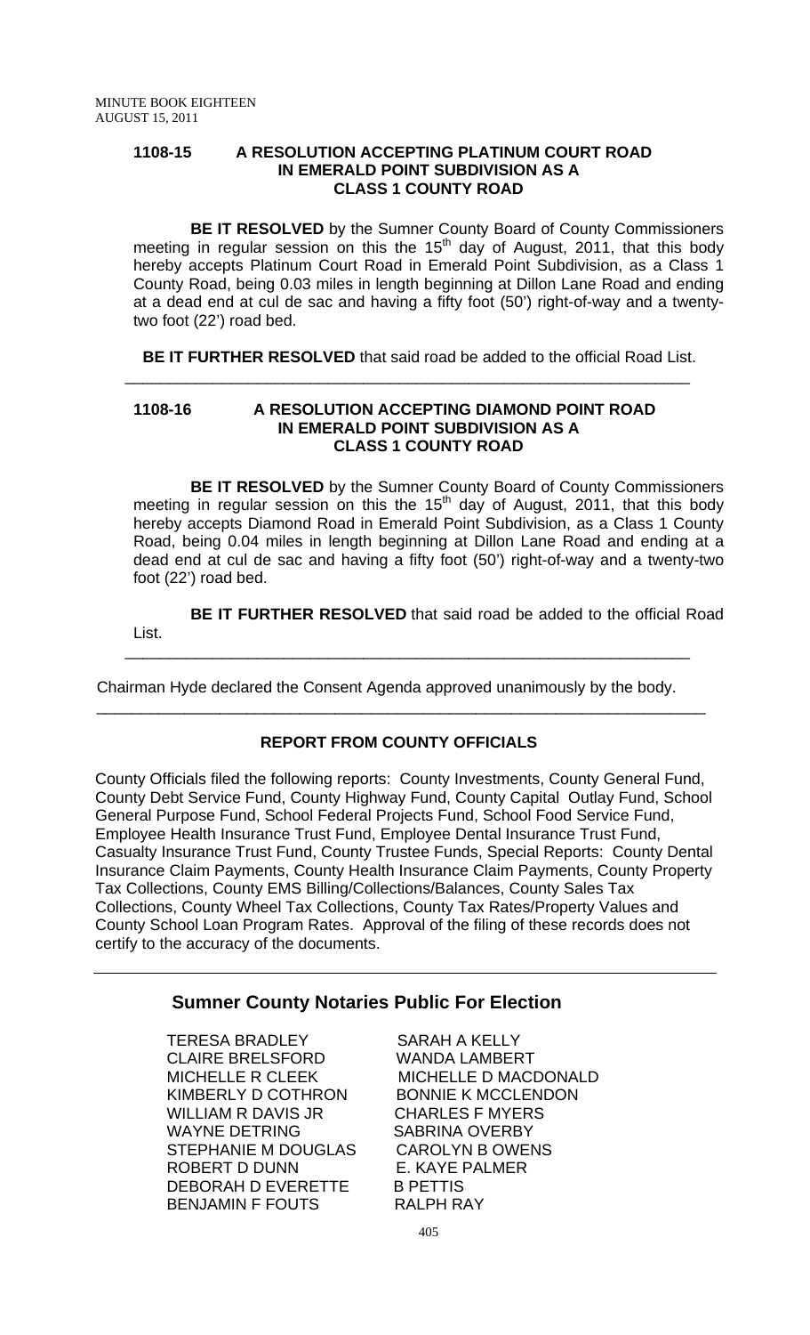**1108-15 A RESOLUTION ACCEPTING PLATINUM COURT ROAD IN EMERALD POINT SUBDIVISION AS A CLASS 1 COUNTY ROAD**

**BE IT RESOLVED** by the Sumner County Board of County Commissioners meeting in regular session on this the 15th day of August, 2011, that this body hereby accepts Platinum Court Road in Emerald Point Subdivision, as a Class 1 County Road, being 0.03 miles in length beginning at Dillon Lane Road and ending at a dead end at cul de sac and having a fifty foot (50') right-of-way and a twenty-two foot (22') road bed.

**BE IT FURTHER RESOLVED** that said road be added to the official Road List.

---

**1108-16 A RESOLUTION ACCEPTING DIAMOND POINT ROAD IN EMERALD POINT SUBDIVISION AS A CLASS 1 COUNTY ROAD**

**BE IT RESOLVED** by the Sumner County Board of County Commissioners meeting in regular session on this the 15th day of August, 2011, that this body hereby accepts Diamond Road in Emerald Point Subdivision, as a Class 1 County Road, being 0.04 miles in length beginning at Dillon Lane Road and ending at a dead end at cul de sac and having a fifty foot (50') right-of-way and a twenty-two foot (22') road bed.

**BE IT FURTHER RESOLVED** that said road be added to the official Road List.

---

Chairman Hyde declared the Consent Agenda approved unanimously by the body.

---

**REPORT FROM COUNTY OFFICIALS**

County Officials filed the following reports: County Investments, County General Fund, County Debt Service Fund, County Highway Fund, County Capital Outlay Fund, School General Purpose Fund, School Federal Projects Fund, School Food Service Fund, Employee Health Insurance Trust Fund, Employee Dental Insurance Trust Fund, Casualty Insurance Trust Fund, County Trustee Funds, Special Reports: County Dental Insurance Claim Payments, County Health Insurance Claim Payments, County Property Tax Collections, County EMS Billing/Collections/Balances, County Sales Tax Collections, County Wheel Tax Collections, County Tax Rates/Property Values and County School Loan Program Rates. Approval of the filing of these records does not certify to the accuracy of the documents.

---

## Sumner County Notaries Public For Election

TERESA BRADLEY
CLAIRE BRELSFORD
MICHELLE R CLEEK
KIMBERLY D COTHRON
WILLIAM R DAVIS JR
WAYNE DETRING
STEPHANIE M DOUGLAS
ROBERT D DUNN
DEBORAH D EVERETTE
BENJAMIN F FOUTS
SARAH A KELLY
WANDA LAMBERT
MICHELLE D MACDONALD
BONNIE K MCCLENDON
CHARLES F MYERS
SABRINA OVERBY
CAROLYN B OWENS
E. KAYE PALMER
B PETTIS
RALPH RAY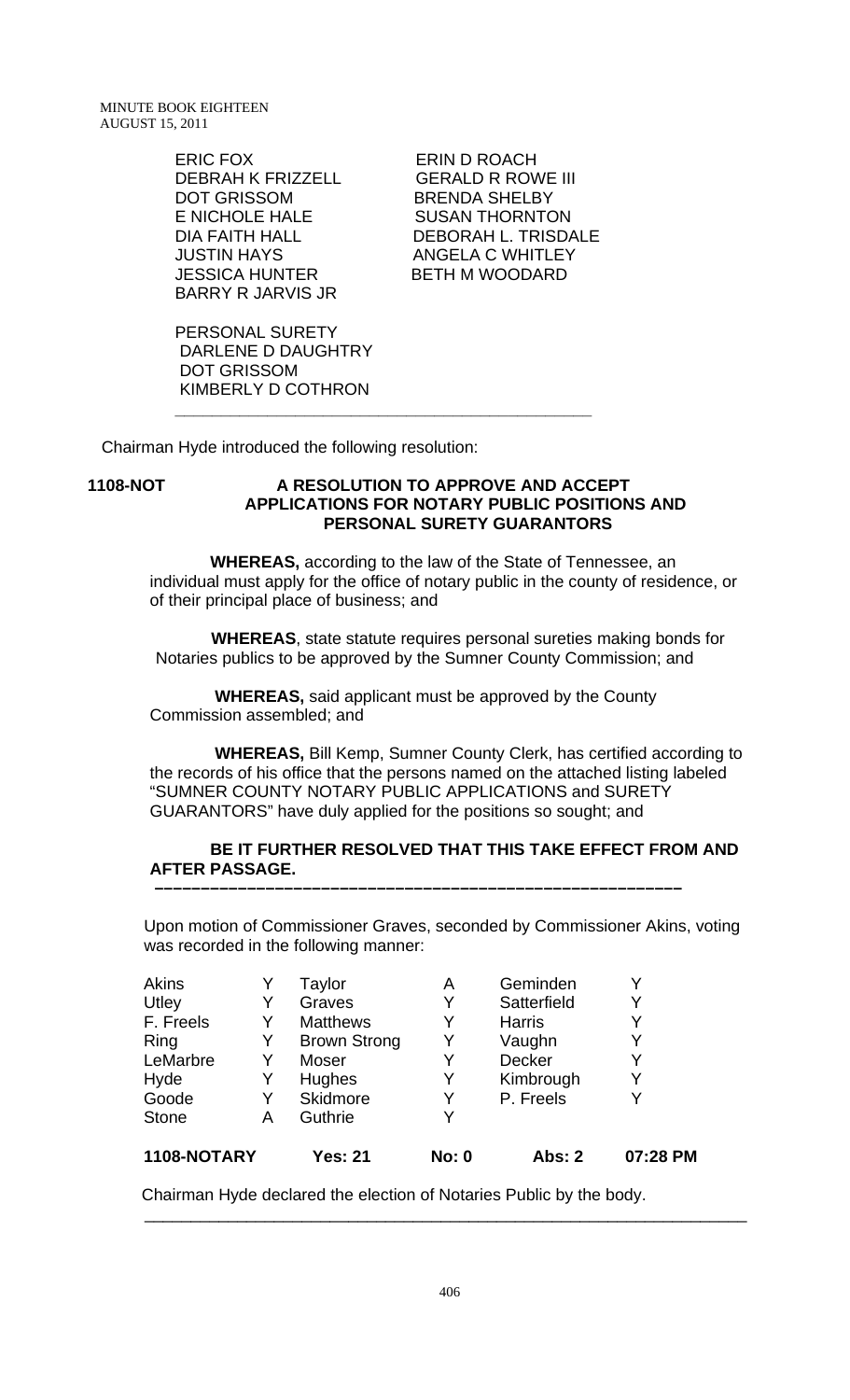ERIC FOX | ERIN D ROACH
DEBRAH K FRIZZELL | GERALD R ROWE III
DOT GRISSOM | BRENDA SHELBY
E NICHOLE HALE | SUSAN THORNTON
DIA FAITH HALL | DEBORAH L. TRISDALE
JUSTIN HAYS | ANGELA C WHITLEY
JESSICA HUNTER | BETH M WOODARD
BARRY R JARVIS JR

PERSONAL SURETY
DARLENE D DAUGHTRY
DOT GRISSOM
KIMBERLY D COTHRON

---

Chairman Hyde introduced the following resolution:

**1108-NOT** **A RESOLUTION TO APPROVE AND ACCEPT APPLICATIONS FOR NOTARY PUBLIC POSITIONS AND PERSONAL SURETY GUARANTORS**

**WHEREAS,** according to the law of the State of Tennessee, an individual must apply for the office of notary public in the county of residence, or of their principal place of business; and

**WHEREAS**, state statute requires personal sureties making bonds for Notaries publics to be approved by the Sumner County Commission; and

**WHEREAS,** said applicant must be approved by the County Commission assembled; and

**WHEREAS,** Bill Kemp, Sumner County Clerk, has certified according to the records of his office that the persons named on the attached listing labeled "SUMNER COUNTY NOTARY PUBLIC APPLICATIONS and SURETY GUARANTORS" have duly applied for the positions so sought; and

**BE IT FURTHER RESOLVED THAT THIS TAKE EFFECT FROM AND AFTER PASSAGE.**

---

Upon motion of Commissioner Graves, seconded by Commissioner Akins, voting was recorded in the following manner:

| | | | | | |
|---|---|---|---|---|---|
| Akins | Y | Taylor | A | Geminden | Y |
| Utley | Y | Graves | Y | Satterfield | Y |
| F. Freels | Y | Matthews | Y | Harris | Y |
| Ring | Y | Brown Strong | Y | Vaughn | Y |
| LeMarbre | Y | Moser | Y | Decker | Y |
| Hyde | Y | Hughes | Y | Kimbrough | Y |
| Goode | Y | Skidmore | Y | P. Freels | Y |
| Stone | A | Guthrie | Y | | |

| **1108-NOTARY** | **Yes: 21** | **No: 0** | **Abs: 2** | **07:28 PM** |
|---|---|---|---|---|

Chairman Hyde declared the election of Notaries Public by the body.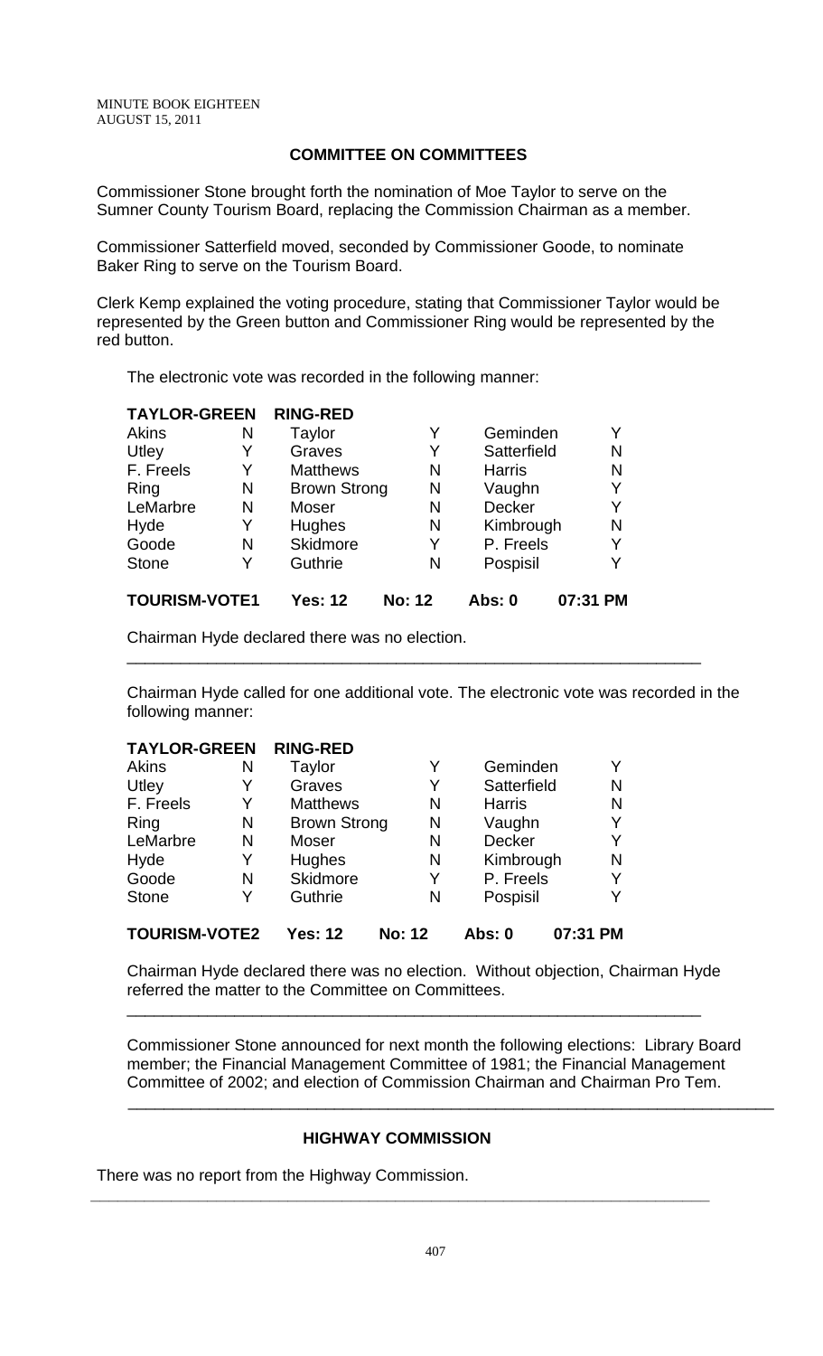MINUTE BOOK EIGHTEEN
AUGUST 15, 2011

## COMMITTEE ON COMMITTEES

Commissioner Stone brought forth the nomination of Moe Taylor to serve on the Sumner County Tourism Board, replacing the Commission Chairman as a member.

Commissioner Satterfield moved, seconded by Commissioner Goode, to nominate Baker Ring to serve on the Tourism Board.

Clerk Kemp explained the voting procedure, stating that Commissioner Taylor would be represented by the Green button and Commissioner Ring would be represented by the red button.

The electronic vote was recorded in the following manner:

| TAYLOR-GREEN | | RING-RED | | | |
|---|---|---|---|---|---|
| Akins | N | Taylor | Y | Geminden | Y |
| Utley | Y | Graves | Y | Satterfield | N |
| F. Freels | Y | Matthews | N | Harris | N |
| Ring | N | Brown Strong | N | Vaughn | Y |
| LeMarbre | N | Moser | N | Decker | Y |
| Hyde | Y | Hughes | N | Kimbrough | N |
| Goode | N | Skidmore | Y | P. Freels | Y |
| Stone | Y | Guthrie | N | Pospisil | Y |
| **TOURISM-VOTE1** | | **Yes: 12** | **No: 12** | **Abs: 0** | **07:31 PM** |

Chairman Hyde declared there was no election.

---

Chairman Hyde called for one additional vote. The electronic vote was recorded in the following manner:

| TAYLOR-GREEN | | RING-RED | | | |
|---|---|---|---|---|---|
| Akins | N | Taylor | Y | Geminden | Y |
| Utley | Y | Graves | Y | Satterfield | N |
| F. Freels | Y | Matthews | N | Harris | N |
| Ring | N | Brown Strong | N | Vaughn | Y |
| LeMarbre | N | Moser | N | Decker | Y |
| Hyde | Y | Hughes | N | Kimbrough | N |
| Goode | N | Skidmore | Y | P. Freels | Y |
| Stone | Y | Guthrie | N | Pospisil | Y |
| **TOURISM-VOTE2** | | **Yes: 12** | **No: 12** | **Abs: 0** | **07:31 PM** |

Chairman Hyde declared there was no election. Without objection, Chairman Hyde referred the matter to the Committee on Committees.

---

Commissioner Stone announced for next month the following elections: Library Board member; the Financial Management Committee of 1981; the Financial Management Committee of 2002; and election of Commission Chairman and Chairman Pro Tem.

---

## HIGHWAY COMMISSION

There was no report from the Highway Commission.

---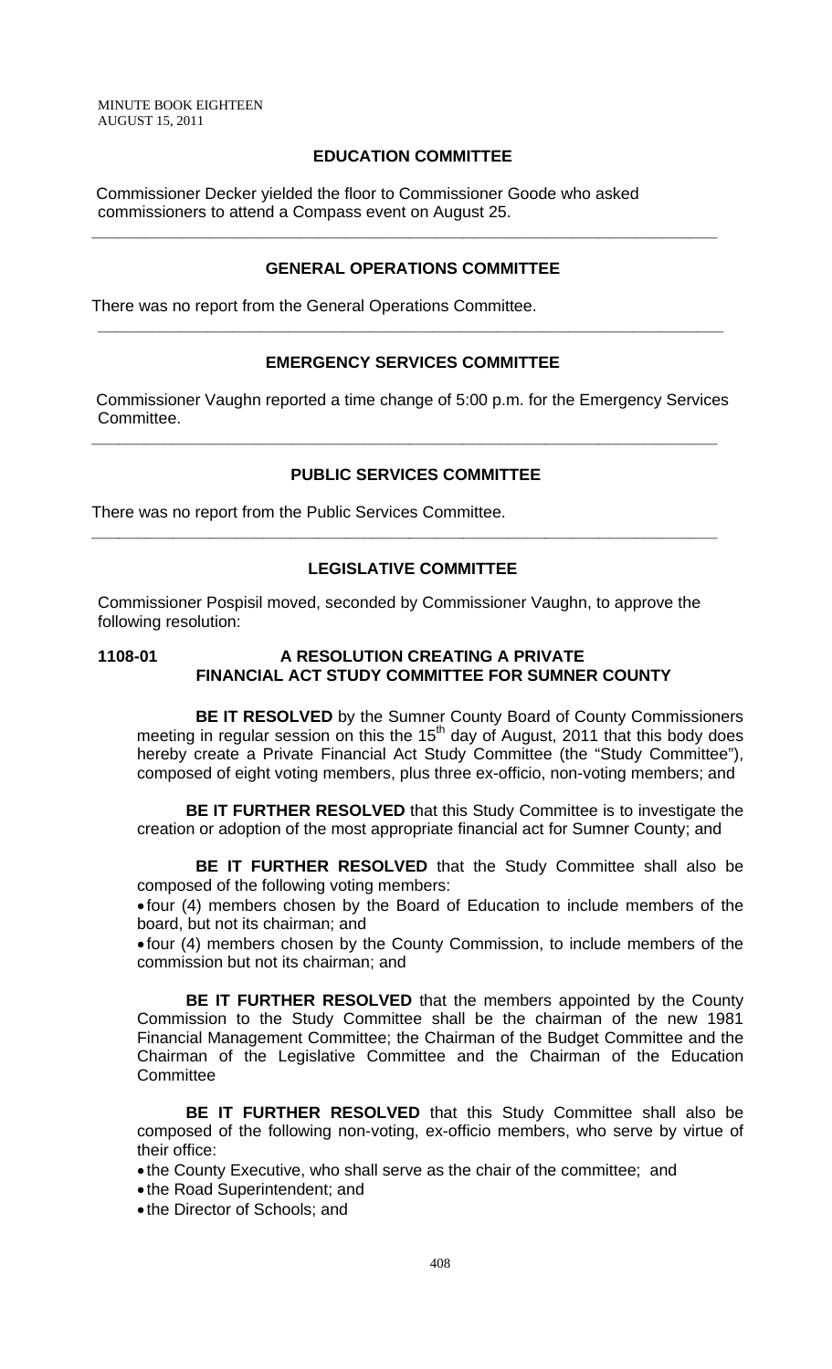## EDUCATION COMMITTEE

Commissioner Decker yielded the floor to Commissioner Goode who asked commissioners to attend a Compass event on August 25.

---

## GENERAL OPERATIONS COMMITTEE

There was no report from the General Operations Committee.

---

## EMERGENCY SERVICES COMMITTEE

Commissioner Vaughn reported a time change of 5:00 p.m. for the Emergency Services Committee.

---

## PUBLIC SERVICES COMMITTEE

There was no report from the Public Services Committee.

---

## LEGISLATIVE COMMITTEE

Commissioner Pospisil moved, seconded by Commissioner Vaughn, to approve the following resolution:

**1108-01 A RESOLUTION CREATING A PRIVATE FINANCIAL ACT STUDY COMMITTEE FOR SUMNER COUNTY**

**BE IT RESOLVED** by the Sumner County Board of County Commissioners meeting in regular session on this the 15th day of August, 2011 that this body does hereby create a Private Financial Act Study Committee (the "Study Committee"), composed of eight voting members, plus three ex-officio, non-voting members; and

**BE IT FURTHER RESOLVED** that this Study Committee is to investigate the creation or adoption of the most appropriate financial act for Sumner County; and

**BE IT FURTHER RESOLVED** that the Study Committee shall also be composed of the following voting members:

- four (4) members chosen by the Board of Education to include members of the board, but not its chairman; and
- four (4) members chosen by the County Commission, to include members of the commission but not its chairman; and

**BE IT FURTHER RESOLVED** that the members appointed by the County Commission to the Study Committee shall be the chairman of the new 1981 Financial Management Committee; the Chairman of the Budget Committee and the Chairman of the Legislative Committee and the Chairman of the Education Committee

**BE IT FURTHER RESOLVED** that this Study Committee shall also be composed of the following non-voting, ex-officio members, who serve by virtue of their office:

- the County Executive, who shall serve as the chair of the committee; and
- the Road Superintendent; and
- the Director of Schools; and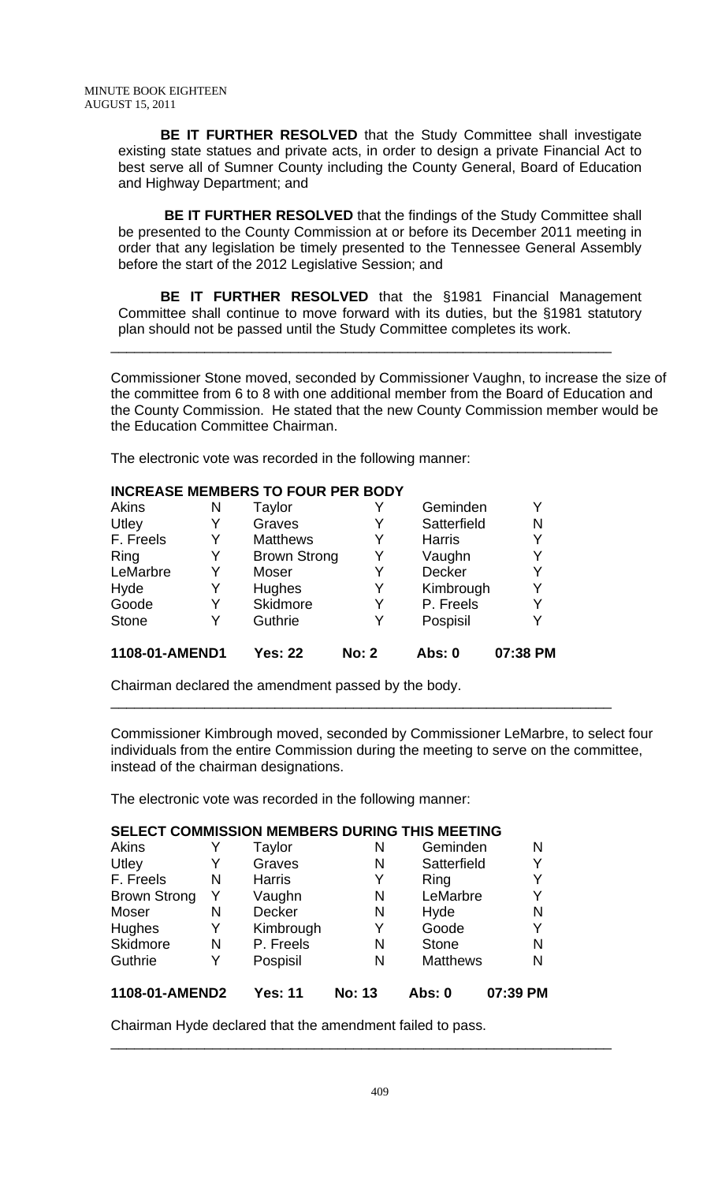**BE IT FURTHER RESOLVED** that the Study Committee shall investigate existing state statues and private acts, in order to design a private Financial Act to best serve all of Sumner County including the County General, Board of Education and Highway Department; and

**BE IT FURTHER RESOLVED** that the findings of the Study Committee shall be presented to the County Commission at or before its December 2011 meeting in order that any legislation be timely presented to the Tennessee General Assembly before the start of the 2012 Legislative Session; and

**BE IT FURTHER RESOLVED** that the §1981 Financial Management Committee shall continue to move forward with its duties, but the §1981 statutory plan should not be passed until the Study Committee completes its work.

---

Commissioner Stone moved, seconded by Commissioner Vaughn, to increase the size of the committee from 6 to 8 with one additional member from the Board of Education and the County Commission. He stated that the new County Commission member would be the Education Committee Chairman.

The electronic vote was recorded in the following manner:

**INCREASE MEMBERS TO FOUR PER BODY**

| | | | | | |
|---|---|---|---|---|---|
| Akins | N | Taylor | Y | Geminden | Y |
| Utley | Y | Graves | Y | Satterfield | N |
| F. Freels | Y | Matthews | Y | Harris | Y |
| Ring | Y | Brown Strong | Y | Vaughn | Y |
| LeMarbre | Y | Moser | Y | Decker | Y |
| Hyde | Y | Hughes | Y | Kimbrough | Y |
| Goode | Y | Skidmore | Y | P. Freels | Y |
| Stone | Y | Guthrie | Y | Pospisil | Y |

**1108-01-AMEND1 Yes: 22 No: 2 Abs: 0 07:38 PM**

Chairman declared the amendment passed by the body.

---

Commissioner Kimbrough moved, seconded by Commissioner LeMarbre, to select four individuals from the entire Commission during the meeting to serve on the committee, instead of the chairman designations.

The electronic vote was recorded in the following manner:

**SELECT COMMISSION MEMBERS DURING THIS MEETING**

| | | | | | |
|---|---|---|---|---|---|
| Akins | Y | Taylor | N | Geminden | N |
| Utley | Y | Graves | N | Satterfield | Y |
| F. Freels | N | Harris | Y | Ring | Y |
| Brown Strong | Y | Vaughn | N | LeMarbre | Y |
| Moser | N | Decker | N | Hyde | N |
| Hughes | Y | Kimbrough | Y | Goode | Y |
| Skidmore | N | P. Freels | N | Stone | N |
| Guthrie | Y | Pospisil | N | Matthews | N |

**1108-01-AMEND2 Yes: 11 No: 13 Abs: 0 07:39 PM**

Chairman Hyde declared that the amendment failed to pass.

---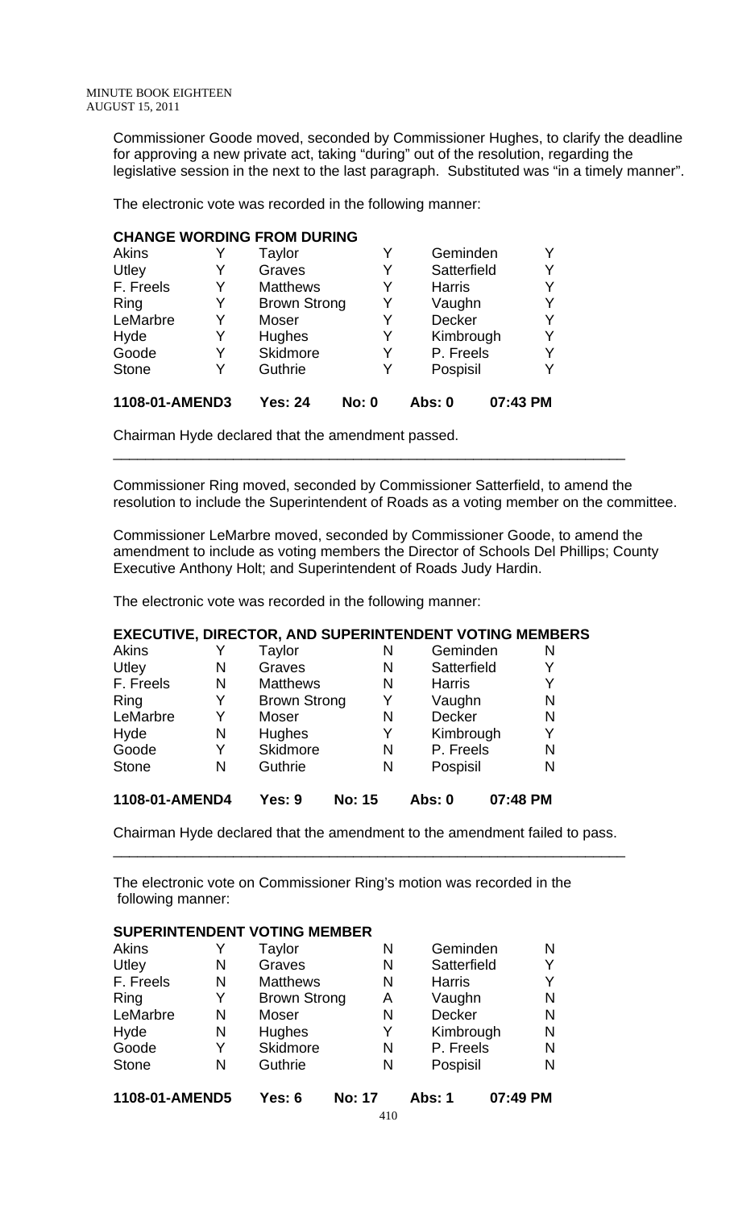Commissioner Goode moved, seconded by Commissioner Hughes, to clarify the deadline for approving a new private act, taking "during" out of the resolution, regarding the legislative session in the next to the last paragraph. Substituted was "in a timely manner".

The electronic vote was recorded in the following manner:

**CHANGE WORDING FROM DURING**

| | | | | | |
|---|---|---|---|---|---|
| Akins | Y | Taylor | Y | Geminden | Y |
| Utley | Y | Graves | Y | Satterfield | Y |
| F. Freels | Y | Matthews | Y | Harris | Y |
| Ring | Y | Brown Strong | Y | Vaughn | Y |
| LeMarbre | Y | Moser | Y | Decker | Y |
| Hyde | Y | Hughes | Y | Kimbrough | Y |
| Goode | Y | Skidmore | Y | P. Freels | Y |
| Stone | Y | Guthrie | Y | Pospisil | Y |

**1108-01-AMEND3 Yes: 24 No: 0 Abs: 0 07:43 PM**

Chairman Hyde declared that the amendment passed.

---

Commissioner Ring moved, seconded by Commissioner Satterfield, to amend the resolution to include the Superintendent of Roads as a voting member on the committee.

Commissioner LeMarbre moved, seconded by Commissioner Goode, to amend the amendment to include as voting members the Director of Schools Del Phillips; County Executive Anthony Holt; and Superintendent of Roads Judy Hardin.

The electronic vote was recorded in the following manner:

**EXECUTIVE, DIRECTOR, AND SUPERINTENDENT VOTING MEMBERS**

| | | | | | |
|---|---|---|---|---|---|
| Akins | Y | Taylor | N | Geminden | N |
| Utley | N | Graves | N | Satterfield | Y |
| F. Freels | N | Matthews | N | Harris | Y |
| Ring | Y | Brown Strong | Y | Vaughn | N |
| LeMarbre | Y | Moser | N | Decker | N |
| Hyde | N | Hughes | Y | Kimbrough | Y |
| Goode | Y | Skidmore | N | P. Freels | N |
| Stone | N | Guthrie | N | Pospisil | N |

**1108-01-AMEND4 Yes: 9 No: 15 Abs: 0 07:48 PM**

Chairman Hyde declared that the amendment to the amendment failed to pass.

---

The electronic vote on Commissioner Ring's motion was recorded in the following manner:

**SUPERINTENDENT VOTING MEMBER**

| | | | | | |
|---|---|---|---|---|---|
| Akins | Y | Taylor | N | Geminden | N |
| Utley | N | Graves | N | Satterfield | Y |
| F. Freels | N | Matthews | N | Harris | Y |
| Ring | Y | Brown Strong | A | Vaughn | N |
| LeMarbre | N | Moser | N | Decker | N |
| Hyde | N | Hughes | Y | Kimbrough | N |
| Goode | Y | Skidmore | N | P. Freels | N |
| Stone | N | Guthrie | N | Pospisil | N |

**1108-01-AMEND5 Yes: 6 No: 17 Abs: 1 07:49 PM**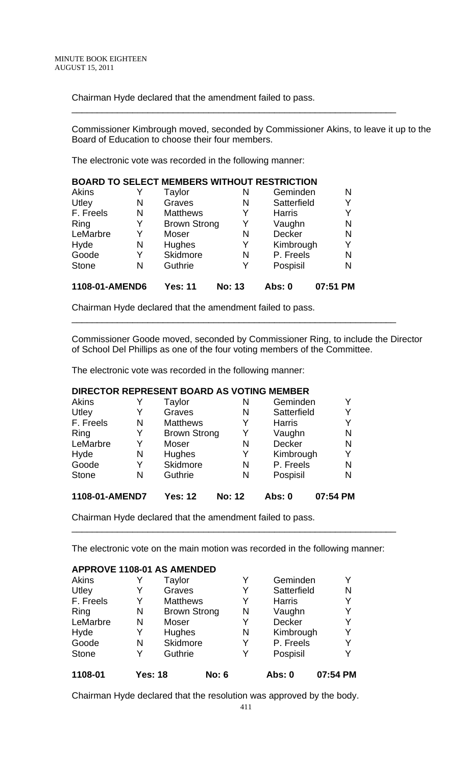Chairman Hyde declared that the amendment failed to pass.

---

Commissioner Kimbrough moved, seconded by Commissioner Akins, to leave it up to the Board of Education to choose their four members.

The electronic vote was recorded in the following manner:

**BOARD TO SELECT MEMBERS WITHOUT RESTRICTION**

| | | | | | |
|---|---|---|---|---|---|
| Akins | Y | Taylor | N | Geminden | N |
| Utley | N | Graves | N | Satterfield | Y |
| F. Freels | N | Matthews | Y | Harris | Y |
| Ring | Y | Brown Strong | Y | Vaughn | N |
| LeMarbre | Y | Moser | N | Decker | N |
| Hyde | N | Hughes | Y | Kimbrough | Y |
| Goode | Y | Skidmore | N | P. Freels | N |
| Stone | N | Guthrie | Y | Pospisil | N |

**1108-01-AMEND6 Yes: 11 No: 13 Abs: 0 07:51 PM**

Chairman Hyde declared that the amendment failed to pass.

---

Commissioner Goode moved, seconded by Commissioner Ring, to include the Director of School Del Phillips as one of the four voting members of the Committee.

The electronic vote was recorded in the following manner:

**DIRECTOR REPRESENT BOARD AS VOTING MEMBER**

| | | | | | |
|---|---|---|---|---|---|
| Akins | Y | Taylor | N | Geminden | Y |
| Utley | Y | Graves | N | Satterfield | Y |
| F. Freels | N | Matthews | Y | Harris | Y |
| Ring | Y | Brown Strong | Y | Vaughn | N |
| LeMarbre | Y | Moser | N | Decker | N |
| Hyde | N | Hughes | Y | Kimbrough | Y |
| Goode | Y | Skidmore | N | P. Freels | N |
| Stone | N | Guthrie | N | Pospisil | N |

**1108-01-AMEND7 Yes: 12 No: 12 Abs: 0 07:54 PM**

Chairman Hyde declared that the amendment failed to pass.

---

The electronic vote on the main motion was recorded in the following manner:

**APPROVE 1108-01 AS AMENDED**

| | | | | | |
|---|---|---|---|---|---|
| Akins | Y | Taylor | Y | Geminden | Y |
| Utley | Y | Graves | Y | Satterfield | N |
| F. Freels | Y | Matthews | Y | Harris | Y |
| Ring | N | Brown Strong | N | Vaughn | Y |
| LeMarbre | N | Moser | Y | Decker | Y |
| Hyde | Y | Hughes | N | Kimbrough | Y |
| Goode | N | Skidmore | Y | P. Freels | Y |
| Stone | Y | Guthrie | Y | Pospisil | Y |

**1108-01 Yes: 18 No: 6 Abs: 0 07:54 PM**

Chairman Hyde declared that the resolution was approved by the body.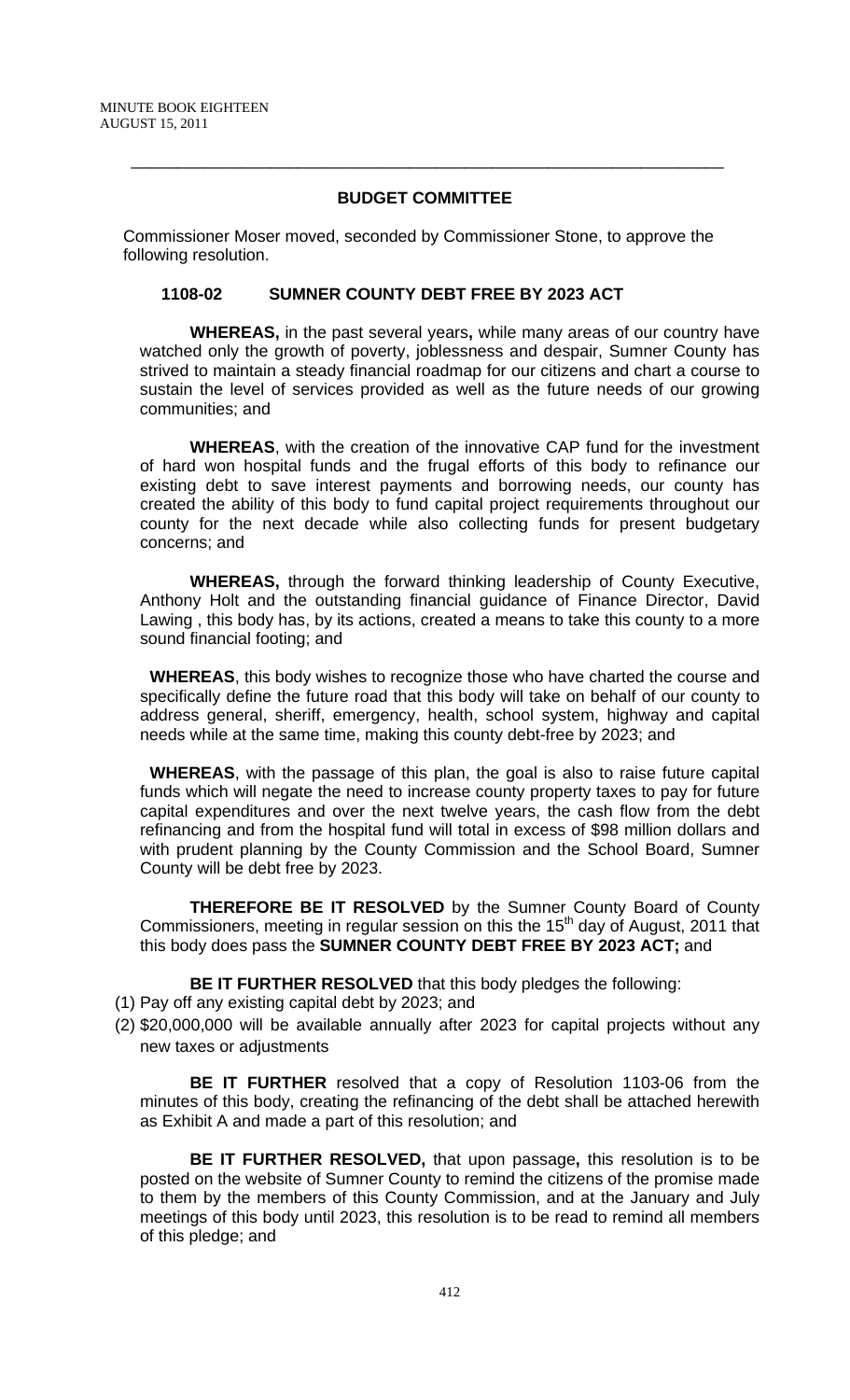## BUDGET COMMITTEE

Commissioner Moser moved, seconded by Commissioner Stone, to approve the following resolution.

### 1108-02 SUMNER COUNTY DEBT FREE BY 2023 ACT

**WHEREAS,** in the past several years**,** while many areas of our country have watched only the growth of poverty, joblessness and despair, Sumner County has strived to maintain a steady financial roadmap for our citizens and chart a course to sustain the level of services provided as well as the future needs of our growing communities; and

**WHEREAS**, with the creation of the innovative CAP fund for the investment of hard won hospital funds and the frugal efforts of this body to refinance our existing debt to save interest payments and borrowing needs, our county has created the ability of this body to fund capital project requirements throughout our county for the next decade while also collecting funds for present budgetary concerns; and

**WHEREAS,** through the forward thinking leadership of County Executive, Anthony Holt and the outstanding financial guidance of Finance Director, David Lawing , this body has, by its actions, created a means to take this county to a more sound financial footing; and

**WHEREAS**, this body wishes to recognize those who have charted the course and specifically define the future road that this body will take on behalf of our county to address general, sheriff, emergency, health, school system, highway and capital needs while at the same time, making this county debt-free by 2023; and

**WHEREAS**, with the passage of this plan, the goal is also to raise future capital funds which will negate the need to increase county property taxes to pay for future capital expenditures and over the next twelve years, the cash flow from the debt refinancing and from the hospital fund will total in excess of $98 million dollars and with prudent planning by the County Commission and the School Board, Sumner County will be debt free by 2023.

**THEREFORE BE IT RESOLVED** by the Sumner County Board of County Commissioners, meeting in regular session on this the 15th day of August, 2011 that this body does pass the **SUMNER COUNTY DEBT FREE BY 2023 ACT;** and

**BE IT FURTHER RESOLVED** that this body pledges the following:

(1) Pay off any existing capital debt by 2023; and
(2) $20,000,000 will be available annually after 2023 for capital projects without any new taxes or adjustments

**BE IT FURTHER** resolved that a copy of Resolution 1103-06 from the minutes of this body, creating the refinancing of the debt shall be attached herewith as Exhibit A and made a part of this resolution; and

**BE IT FURTHER RESOLVED,** that upon passage**,** this resolution is to be posted on the website of Sumner County to remind the citizens of the promise made to them by the members of this County Commission, and at the January and July meetings of this body until 2023, this resolution is to be read to remind all members of this pledge; and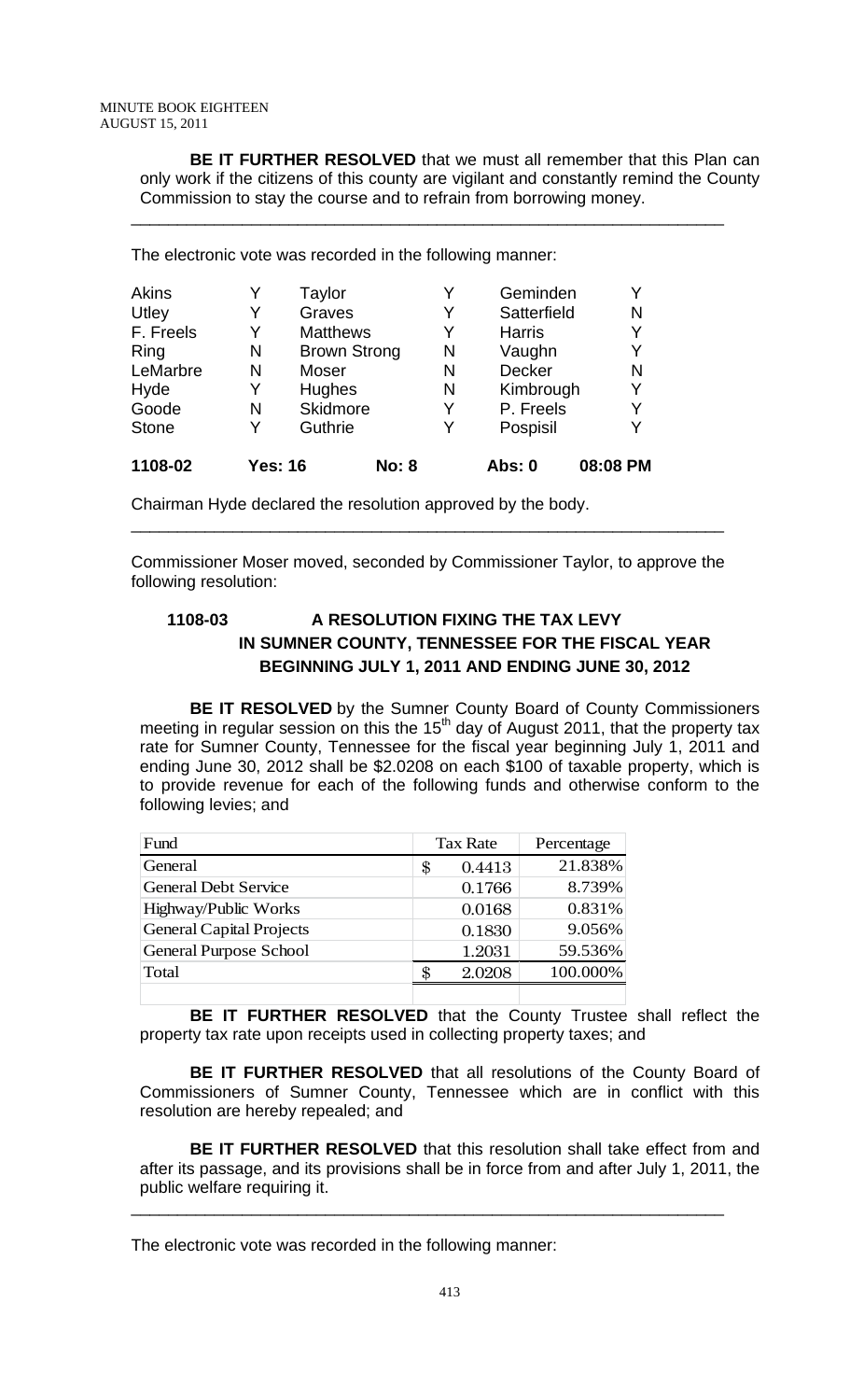**BE IT FURTHER RESOLVED** that we must all remember that this Plan can only work if the citizens of this county are vigilant and constantly remind the County Commission to stay the course and to refrain from borrowing money.

---

The electronic vote was recorded in the following manner:

| | | | | | |
|---|---|---|---|---|---|
| Akins | Y | Taylor | Y | Geminden | Y |
| Utley | Y | Graves | Y | Satterfield | N |
| F. Freels | Y | Matthews | Y | Harris | Y |
| Ring | N | Brown Strong | N | Vaughn | Y |
| LeMarbre | N | Moser | N | Decker | N |
| Hyde | Y | Hughes | N | Kimbrough | Y |
| Goode | N | Skidmore | Y | P. Freels | Y |
| Stone | Y | Guthrie | Y | Pospisil | Y |
| **1108-02** | **Yes: 16** | | **No: 8** | **Abs: 0** | **08:08 PM** |

Chairman Hyde declared the resolution approved by the body.

---

Commissioner Moser moved, seconded by Commissioner Taylor, to approve the following resolution:

### 1108-03 A RESOLUTION FIXING THE TAX LEVY IN SUMNER COUNTY, TENNESSEE FOR THE FISCAL YEAR BEGINNING JULY 1, 2011 AND ENDING JUNE 30, 2012

**BE IT RESOLVED** by the Sumner County Board of County Commissioners meeting in regular session on this the 15th day of August 2011, that the property tax rate for Sumner County, Tennessee for the fiscal year beginning July 1, 2011 and ending June 30, 2012 shall be $2.0208 on each $100 of taxable property, which is to provide revenue for each of the following funds and otherwise conform to the following levies; and

| Fund | Tax Rate | Percentage |
|---|---|---|
| General | $ 0.4413 | 21.838% |
| General Debt Service | 0.1766 | 8.739% |
| Highway/Public Works | 0.0168 | 0.831% |
| General Capital Projects | 0.1830 | 9.056% |
| General Purpose School | 1.2031 | 59.536% |
| Total | $ 2.0208 | 100.000% |

**BE IT FURTHER RESOLVED** that the County Trustee shall reflect the property tax rate upon receipts used in collecting property taxes; and

**BE IT FURTHER RESOLVED** that all resolutions of the County Board of Commissioners of Sumner County, Tennessee which are in conflict with this resolution are hereby repealed; and

**BE IT FURTHER RESOLVED** that this resolution shall take effect from and after its passage, and its provisions shall be in force from and after July 1, 2011, the public welfare requiring it.

---

The electronic vote was recorded in the following manner: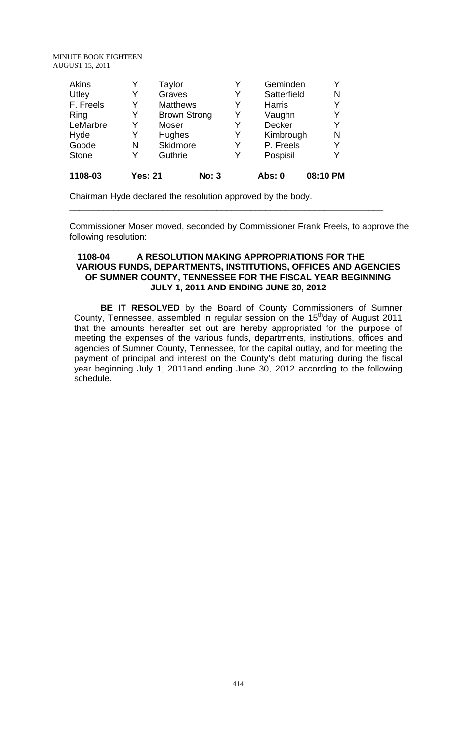| Akins | Y | Taylor | Y | Geminden | Y |
|---|---|---|---|---|---|
| Utley | Y | Graves | Y | Satterfield | N |
| F. Freels | Y | Matthews | Y | Harris | Y |
| Ring | Y | Brown Strong | Y | Vaughn | Y |
| LeMarbre | Y | Moser | Y | Decker | Y |
| Hyde | Y | Hughes | Y | Kimbrough | N |
| Goode | N | Skidmore | Y | P. Freels | Y |
| Stone | Y | Guthrie | Y | Pospisil | Y |
| **1108-03** | **Yes: 21** | | **No: 3** | **Abs: 0** | **08:10 PM** |

Chairman Hyde declared the resolution approved by the body.

---

Commissioner Moser moved, seconded by Commissioner Frank Freels, to approve the following resolution:

**1108-04 A RESOLUTION MAKING APPROPRIATIONS FOR THE VARIOUS FUNDS, DEPARTMENTS, INSTITUTIONS, OFFICES AND AGENCIES OF SUMNER COUNTY, TENNESSEE FOR THE FISCAL YEAR BEGINNING JULY 1, 2011 AND ENDING JUNE 30, 2012**

**BE IT RESOLVED** by the Board of County Commissioners of Sumner County, Tennessee, assembled in regular session on the 15[th]day of August 2011 that the amounts hereafter set out are hereby appropriated for the purpose of meeting the expenses of the various funds, departments, institutions, offices and agencies of Sumner County, Tennessee, for the capital outlay, and for meeting the payment of principal and interest on the County's debt maturing during the fiscal year beginning July 1, 2011and ending June 30, 2012 according to the following schedule.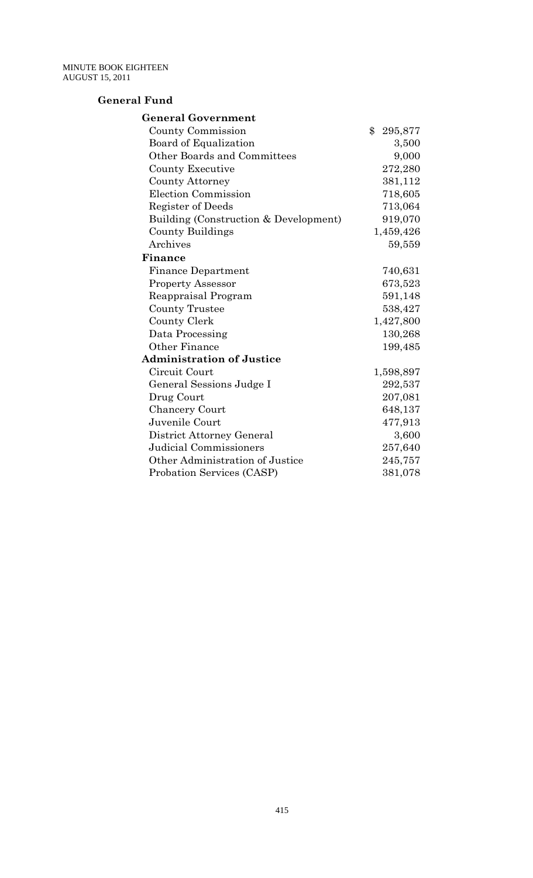## General Fund

| | |
|---|---|
| **General Government** | |
| County Commission | $ 295,877 |
| Board of Equalization | 3,500 |
| Other Boards and Committees | 9,000 |
| County Executive | 272,280 |
| County Attorney | 381,112 |
| Election Commission | 718,605 |
| Register of Deeds | 713,064 |
| Building (Construction & Development) | 919,070 |
| County Buildings | 1,459,426 |
| Archives | 59,559 |
| **Finance** | |
| Finance Department | 740,631 |
| Property Assessor | 673,523 |
| Reappraisal Program | 591,148 |
| County Trustee | 538,427 |
| County Clerk | 1,427,800 |
| Data Processing | 130,268 |
| Other Finance | 199,485 |
| **Administration of Justice** | |
| Circuit Court | 1,598,897 |
| General Sessions Judge I | 292,537 |
| Drug Court | 207,081 |
| Chancery Court | 648,137 |
| Juvenile Court | 477,913 |
| District Attorney General | 3,600 |
| Judicial Commissioners | 257,640 |
| Other Administration of Justice | 245,757 |
| Probation Services (CASP) | 381,078 |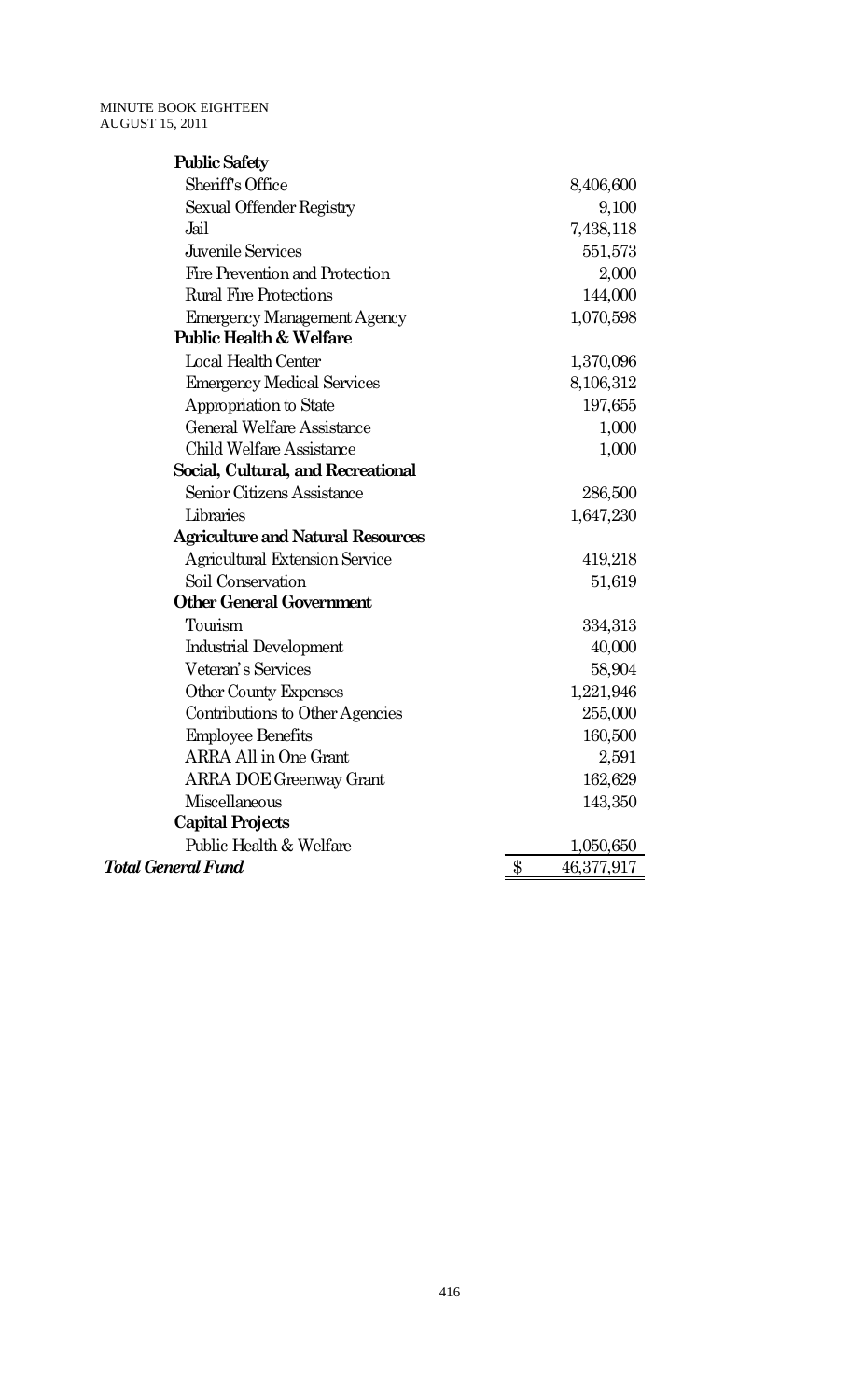| | |
|---|---|
| **Public Safety** | |
| Sheriff's Office | 8,406,600 |
| Sexual Offender Registry | 9,100 |
| Jail | 7,438,118 |
| Juvenile Services | 551,573 |
| Fire Prevention and Protection | 2,000 |
| Rural Fire Protections | 144,000 |
| Emergency Management Agency | 1,070,598 |
| **Public Health & Welfare** | |
| Local Health Center | 1,370,096 |
| Emergency Medical Services | 8,106,312 |
| Appropriation to State | 197,655 |
| General Welfare Assistance | 1,000 |
| Child Welfare Assistance | 1,000 |
| **Social, Cultural, and Recreational** | |
| Senior Citizens Assistance | 286,500 |
| Libraries | 1,647,230 |
| **Agriculture and Natural Resources** | |
| Agricultural Extension Service | 419,218 |
| Soil Conservation | 51,619 |
| **Other General Government** | |
| Tourism | 334,313 |
| Industrial Development | 40,000 |
| Veteran's Services | 58,904 |
| Other County Expenses | 1,221,946 |
| Contributions to Other Agencies | 255,000 |
| Employee Benefits | 160,500 |
| ARRA All in One Grant | 2,591 |
| ARRA DOE Greenway Grant | 162,629 |
| Miscellaneous | 143,350 |
| **Capital Projects** | |
| Public Health & Welfare | 1,050,650 |
| ***Total General Fund*** | $ 46,377,917 |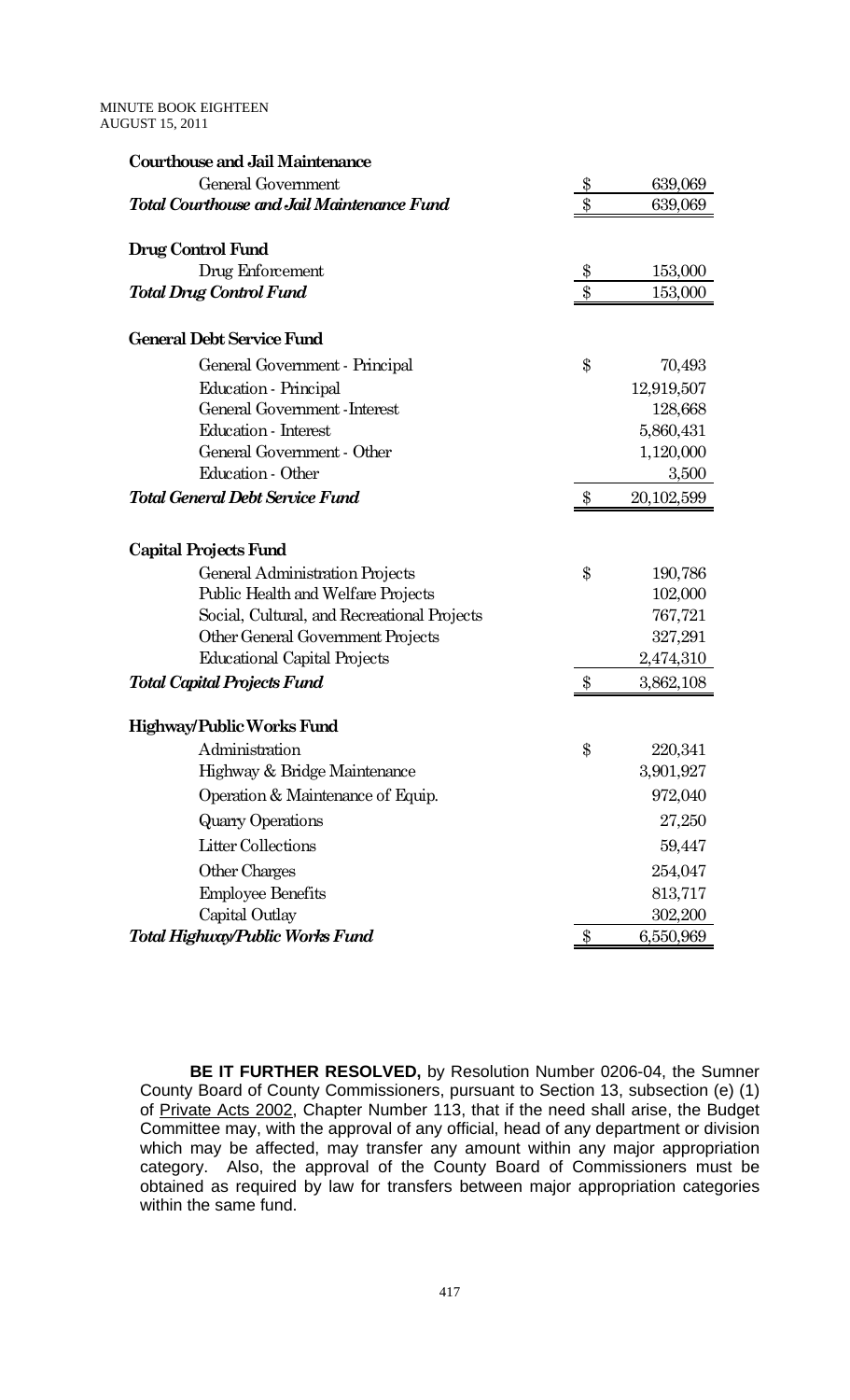| | | |
|---|---|---|
| **Courthouse and Jail Maintenance** | | |
| General Government | $ | 639,069 |
| ***Total Courthouse and Jail Maintenance Fund*** | $ | 639,069 |
| | | |
| **Drug Control Fund** | | |
| Drug Enforcement | $ | 153,000 |
| ***Total Drug Control Fund*** | $ | 153,000 |
| | | |
| **General Debt Service Fund** | | |
| General Government - Principal | $ | 70,493 |
| Education - Principal | | 12,919,507 |
| General Government -Interest | | 128,668 |
| Education - Interest | | 5,860,431 |
| General Government - Other | | 1,120,000 |
| Education - Other | | 3,500 |
| ***Total General Debt Service Fund*** | $ | 20,102,599 |
| | | |
| **Capital Projects Fund** | | |
| General Administration Projects | $ | 190,786 |
| Public Health and Welfare Projects | | 102,000 |
| Social, Cultural, and Recreational Projects | | 767,721 |
| Other General Government Projects | | 327,291 |
| Educational Capital Projects | | 2,474,310 |
| ***Total Capital Projects Fund*** | $ | 3,862,108 |
| | | |
| **Highway/Public Works Fund** | | |
| Administration | $ | 220,341 |
| Highway & Bridge Maintenance | | 3,901,927 |
| Operation & Maintenance of Equip. | | 972,040 |
| Quarry Operations | | 27,250 |
| Litter Collections | | 59,447 |
| Other Charges | | 254,047 |
| Employee Benefits | | 813,717 |
| Capital Outlay | | 302,200 |
| ***Total Highway/Public Works Fund*** | $ | 6,550,969 |

**BE IT FURTHER RESOLVED,** by Resolution Number 0206-04, the Sumner County Board of County Commissioners, pursuant to Section 13, subsection (e) (1) of Private Acts 2002, Chapter Number 113, that if the need shall arise, the Budget Committee may, with the approval of any official, head of any department or division which may be affected, may transfer any amount within any major appropriation category. Also, the approval of the County Board of Commissioners must be obtained as required by law for transfers between major appropriation categories within the same fund.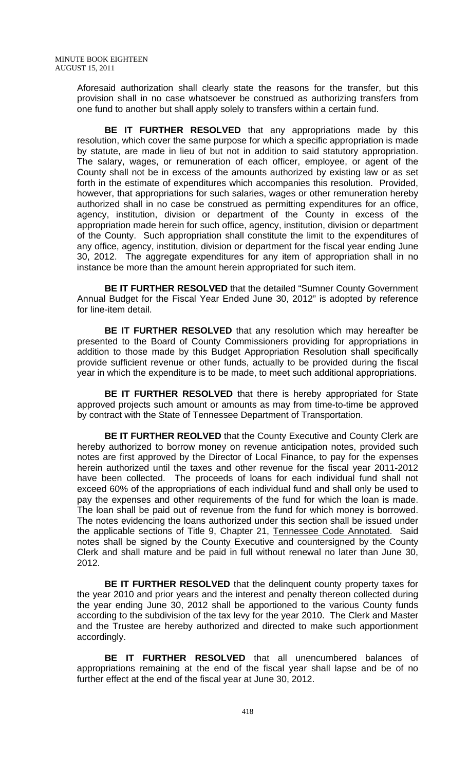Aforesaid authorization shall clearly state the reasons for the transfer, but this provision shall in no case whatsoever be construed as authorizing transfers from one fund to another but shall apply solely to transfers within a certain fund.

**BE IT FURTHER RESOLVED** that any appropriations made by this resolution, which cover the same purpose for which a specific appropriation is made by statute, are made in lieu of but not in addition to said statutory appropriation. The salary, wages, or remuneration of each officer, employee, or agent of the County shall not be in excess of the amounts authorized by existing law or as set forth in the estimate of expenditures which accompanies this resolution. Provided, however, that appropriations for such salaries, wages or other remuneration hereby authorized shall in no case be construed as permitting expenditures for an office, agency, institution, division or department of the County in excess of the appropriation made herein for such office, agency, institution, division or department of the County. Such appropriation shall constitute the limit to the expenditures of any office, agency, institution, division or department for the fiscal year ending June 30, 2012. The aggregate expenditures for any item of appropriation shall in no instance be more than the amount herein appropriated for such item.

**BE IT FURTHER RESOLVED** that the detailed "Sumner County Government Annual Budget for the Fiscal Year Ended June 30, 2012" is adopted by reference for line-item detail.

**BE IT FURTHER RESOLVED** that any resolution which may hereafter be presented to the Board of County Commissioners providing for appropriations in addition to those made by this Budget Appropriation Resolution shall specifically provide sufficient revenue or other funds, actually to be provided during the fiscal year in which the expenditure is to be made, to meet such additional appropriations.

**BE IT FURTHER RESOLVED** that there is hereby appropriated for State approved projects such amount or amounts as may from time-to-time be approved by contract with the State of Tennessee Department of Transportation.

**BE IT FURTHER REOLVED** that the County Executive and County Clerk are hereby authorized to borrow money on revenue anticipation notes, provided such notes are first approved by the Director of Local Finance, to pay for the expenses herein authorized until the taxes and other revenue for the fiscal year 2011-2012 have been collected. The proceeds of loans for each individual fund shall not exceed 60% of the appropriations of each individual fund and shall only be used to pay the expenses and other requirements of the fund for which the loan is made. The loan shall be paid out of revenue from the fund for which money is borrowed. The notes evidencing the loans authorized under this section shall be issued under the applicable sections of Title 9, Chapter 21, Tennessee Code Annotated. Said notes shall be signed by the County Executive and countersigned by the County Clerk and shall mature and be paid in full without renewal no later than June 30, 2012.

**BE IT FURTHER RESOLVED** that the delinquent county property taxes for the year 2010 and prior years and the interest and penalty thereon collected during the year ending June 30, 2012 shall be apportioned to the various County funds according to the subdivision of the tax levy for the year 2010. The Clerk and Master and the Trustee are hereby authorized and directed to make such apportionment accordingly.

**BE IT FURTHER RESOLVED** that all unencumbered balances of appropriations remaining at the end of the fiscal year shall lapse and be of no further effect at the end of the fiscal year at June 30, 2012.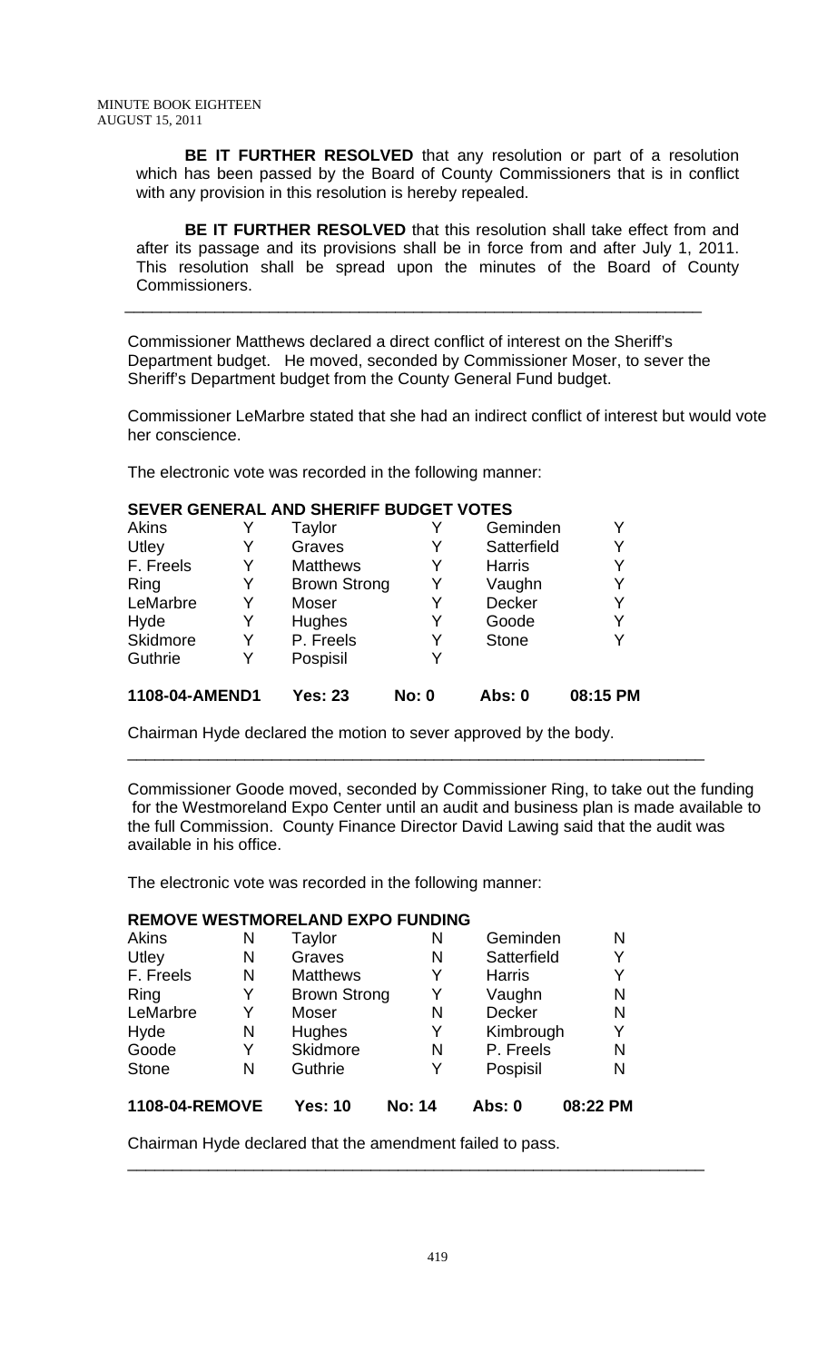**BE IT FURTHER RESOLVED** that any resolution or part of a resolution which has been passed by the Board of County Commissioners that is in conflict with any provision in this resolution is hereby repealed.

**BE IT FURTHER RESOLVED** that this resolution shall take effect from and after its passage and its provisions shall be in force from and after July 1, 2011. This resolution shall be spread upon the minutes of the Board of County Commissioners.

---

Commissioner Matthews declared a direct conflict of interest on the Sheriff's Department budget. He moved, seconded by Commissioner Moser, to sever the Sheriff's Department budget from the County General Fund budget.

Commissioner LeMarbre stated that she had an indirect conflict of interest but would vote her conscience.

The electronic vote was recorded in the following manner:

**SEVER GENERAL AND SHERIFF BUDGET VOTES**

| | | | | | |
|---|---|---|---|---|---|
| Akins | Y | Taylor | Y | Geminden | Y |
| Utley | Y | Graves | Y | Satterfield | Y |
| F. Freels | Y | Matthews | Y | Harris | Y |
| Ring | Y | Brown Strong | Y | Vaughn | Y |
| LeMarbre | Y | Moser | Y | Decker | Y |
| Hyde | Y | Hughes | Y | Goode | Y |
| Skidmore | Y | P. Freels | Y | Stone | Y |
| Guthrie | Y | Pospisil | Y | | |

**1108-04-AMEND1 Yes: 23 No: 0 Abs: 0 08:15 PM**

Chairman Hyde declared the motion to sever approved by the body.

---

Commissioner Goode moved, seconded by Commissioner Ring, to take out the funding for the Westmoreland Expo Center until an audit and business plan is made available to the full Commission. County Finance Director David Lawing said that the audit was available in his office.

The electronic vote was recorded in the following manner:

**REMOVE WESTMORELAND EXPO FUNDING**

| | | | | | |
|---|---|---|---|---|---|
| Akins | N | Taylor | N | Geminden | N |
| Utley | N | Graves | N | Satterfield | Y |
| F. Freels | N | Matthews | Y | Harris | Y |
| Ring | Y | Brown Strong | Y | Vaughn | N |
| LeMarbre | Y | Moser | N | Decker | N |
| Hyde | N | Hughes | Y | Kimbrough | Y |
| Goode | Y | Skidmore | N | P. Freels | N |
| Stone | N | Guthrie | Y | Pospisil | N |

**1108-04-REMOVE Yes: 10 No: 14 Abs: 0 08:22 PM**

Chairman Hyde declared that the amendment failed to pass.

---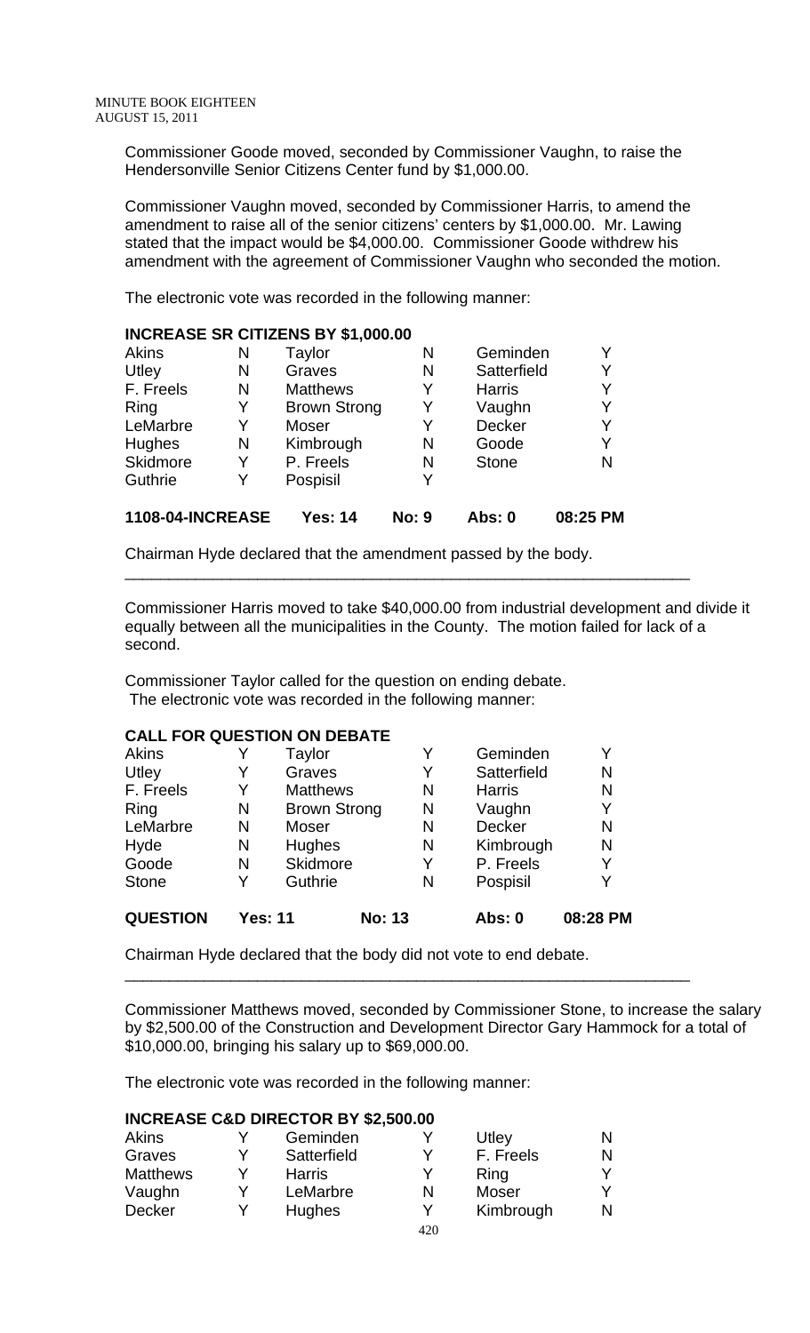Commissioner Goode moved, seconded by Commissioner Vaughn, to raise the Hendersonville Senior Citizens Center fund by $1,000.00.

Commissioner Vaughn moved, seconded by Commissioner Harris, to amend the amendment to raise all of the senior citizens' centers by $1,000.00. Mr. Lawing stated that the impact would be $4,000.00. Commissioner Goode withdrew his amendment with the agreement of Commissioner Vaughn who seconded the motion.

The electronic vote was recorded in the following manner:

**INCREASE SR CITIZENS BY $1,000.00**

| | | | | | |
|---|---|---|---|---|---|
| Akins | N | Taylor | N | Geminden | Y |
| Utley | N | Graves | N | Satterfield | Y |
| F. Freels | N | Matthews | Y | Harris | Y |
| Ring | Y | Brown Strong | Y | Vaughn | Y |
| LeMarbre | Y | Moser | Y | Decker | Y |
| Hughes | N | Kimbrough | N | Goode | Y |
| Skidmore | Y | P. Freels | N | Stone | N |
| Guthrie | Y | Pospisil | Y | | |
| **1108-04-INCREASE** | | **Yes: 14** | **No: 9** | **Abs: 0** | **08:25 PM** |

Chairman Hyde declared that the amendment passed by the body.

---

Commissioner Harris moved to take $40,000.00 from industrial development and divide it equally between all the municipalities in the County. The motion failed for lack of a second.

Commissioner Taylor called for the question on ending debate.
The electronic vote was recorded in the following manner:

**CALL FOR QUESTION ON DEBATE**

| | | | | | |
|---|---|---|---|---|---|
| Akins | Y | Taylor | Y | Geminden | Y |
| Utley | Y | Graves | Y | Satterfield | N |
| F. Freels | Y | Matthews | N | Harris | N |
| Ring | N | Brown Strong | N | Vaughn | Y |
| LeMarbre | N | Moser | N | Decker | N |
| Hyde | N | Hughes | N | Kimbrough | N |
| Goode | N | Skidmore | Y | P. Freels | Y |
| Stone | Y | Guthrie | N | Pospisil | Y |
| **QUESTION** | **Yes: 11** | | **No: 13** | **Abs: 0** | **08:28 PM** |

Chairman Hyde declared that the body did not vote to end debate.

---

Commissioner Matthews moved, seconded by Commissioner Stone, to increase the salary by $2,500.00 of the Construction and Development Director Gary Hammock for a total of $10,000.00, bringing his salary up to $69,000.00.

The electronic vote was recorded in the following manner:

**INCREASE C&D DIRECTOR BY $2,500.00**

| | | | | | |
|---|---|---|---|---|---|
| Akins | Y | Geminden | Y | Utley | N |
| Graves | Y | Satterfield | Y | F. Freels | N |
| Matthews | Y | Harris | Y | Ring | Y |
| Vaughn | Y | LeMarbre | N | Moser | Y |
| Decker | Y | Hughes | Y | Kimbrough | N |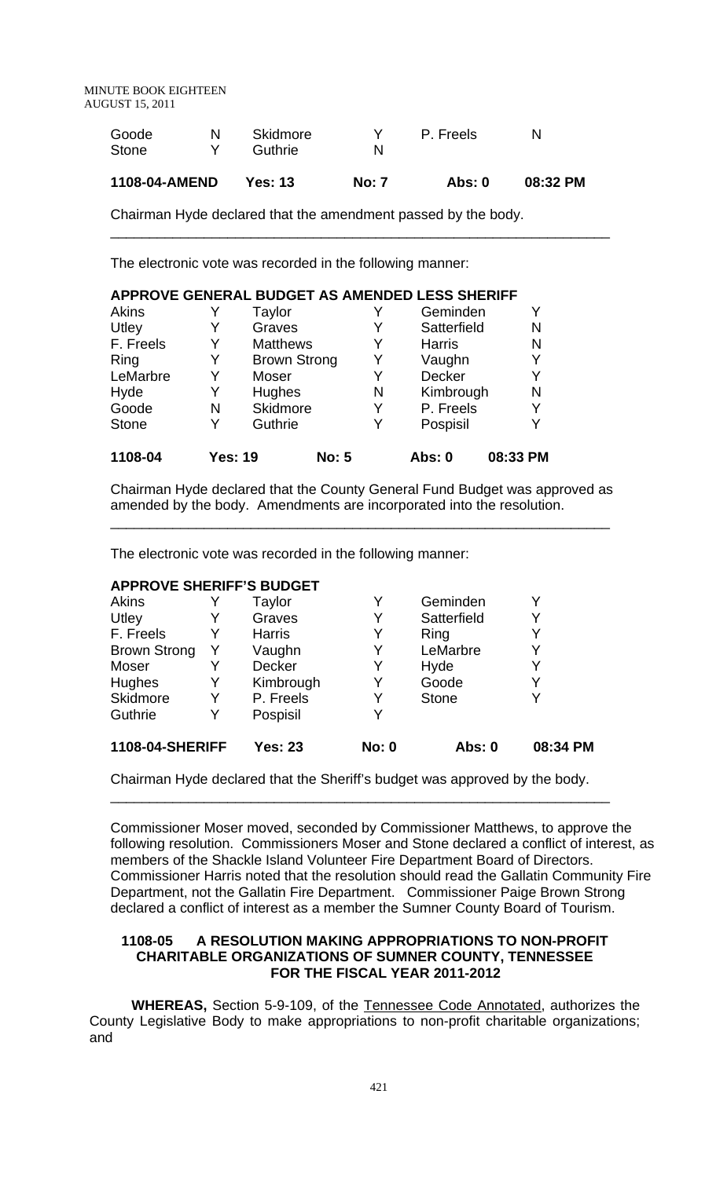| Goode | N | Skidmore | Y | P. Freels | N |
|---|---|---|---|---|---|
| Stone | Y | Guthrie | N | | |

| **1108-04-AMEND** | **Yes: 13** | **No: 7** | **Abs: 0** | **08:32 PM** |
|---|---|---|---|---|

Chairman Hyde declared that the amendment passed by the body.

---

The electronic vote was recorded in the following manner:

**APPROVE GENERAL BUDGET AS AMENDED LESS SHERIFF**

| Akins | Y | Taylor | Y | Geminden | Y |
|---|---|---|---|---|---|
| Utley | Y | Graves | Y | Satterfield | N |
| F. Freels | Y | Matthews | Y | Harris | N |
| Ring | Y | Brown Strong | Y | Vaughn | Y |
| LeMarbre | Y | Moser | Y | Decker | Y |
| Hyde | Y | Hughes | N | Kimbrough | N |
| Goode | N | Skidmore | Y | P. Freels | Y |
| Stone | Y | Guthrie | Y | Pospisil | Y |

| **1108-04** | **Yes: 19** | **No: 5** | **Abs: 0** | **08:33 PM** |
|---|---|---|---|---|

Chairman Hyde declared that the County General Fund Budget was approved as amended by the body. Amendments are incorporated into the resolution.

---

The electronic vote was recorded in the following manner:

**APPROVE SHERIFF'S BUDGET**

| Akins | Y | Taylor | Y | Geminden | Y |
|---|---|---|---|---|---|
| Utley | Y | Graves | Y | Satterfield | Y |
| F. Freels | Y | Harris | Y | Ring | Y |
| Brown Strong | Y | Vaughn | Y | LeMarbre | Y |
| Moser | Y | Decker | Y | Hyde | Y |
| Hughes | Y | Kimbrough | Y | Goode | Y |
| Skidmore | Y | P. Freels | Y | Stone | Y |
| Guthrie | Y | Pospisil | Y | | |

| **1108-04-SHERIFF** | **Yes: 23** | **No: 0** | **Abs: 0** | **08:34 PM** |
|---|---|---|---|---|

Chairman Hyde declared that the Sheriff's budget was approved by the body.

---

Commissioner Moser moved, seconded by Commissioner Matthews, to approve the following resolution. Commissioners Moser and Stone declared a conflict of interest, as members of the Shackle Island Volunteer Fire Department Board of Directors. Commissioner Harris noted that the resolution should read the Gallatin Community Fire Department, not the Gallatin Fire Department. Commissioner Paige Brown Strong declared a conflict of interest as a member the Sumner County Board of Tourism.

**1108-05 A RESOLUTION MAKING APPROPRIATIONS TO NON-PROFIT CHARITABLE ORGANIZATIONS OF SUMNER COUNTY, TENNESSEE FOR THE FISCAL YEAR 2011-2012**

**WHEREAS,** Section 5-9-109, of the Tennessee Code Annotated, authorizes the County Legislative Body to make appropriations to non-profit charitable organizations; and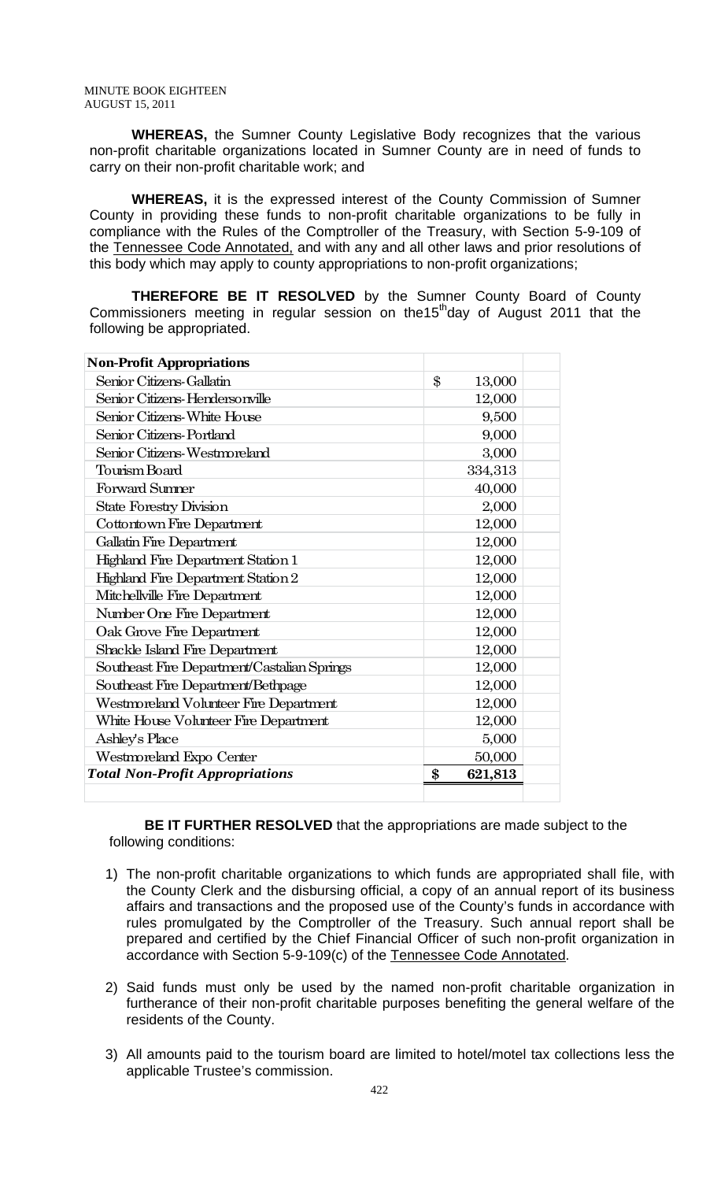**WHEREAS,** the Sumner County Legislative Body recognizes that the various non-profit charitable organizations located in Sumner County are in need of funds to carry on their non-profit charitable work; and

**WHEREAS,** it is the expressed interest of the County Commission of Sumner County in providing these funds to non-profit charitable organizations to be fully in compliance with the Rules of the Comptroller of the Treasury, with Section 5-9-109 of the Tennessee Code Annotated, and with any and all other laws and prior resolutions of this body which may apply to county appropriations to non-profit organizations;

**THEREFORE BE IT RESOLVED** by the Sumner County Board of County Commissioners meeting in regular session on the15th day of August 2011 that the following be appropriated.

| **Non-Profit Appropriations** | |
|---|---|
| Senior Citizens-Gallatin | $ 13,000 |
| Senior Citizens-Hendersonville | 12,000 |
| Senior Citizens-White House | 9,500 |
| Senior Citizens-Portland | 9,000 |
| Senior Citizens-Westmoreland | 3,000 |
| Tourism Board | 334,313 |
| Forward Sumner | 40,000 |
| State Forestry Division | 2,000 |
| Cottontown Fire Department | 12,000 |
| Gallatin Fire Department | 12,000 |
| Highland Fire Department Station 1 | 12,000 |
| Highland Fire Department Station 2 | 12,000 |
| Mitchellville Fire Department | 12,000 |
| Number One Fire Department | 12,000 |
| Oak Grove Fire Department | 12,000 |
| Shackle Island Fire Department | 12,000 |
| Southeast Fire Department/Castalian Springs | 12,000 |
| Southeast Fire Department/Bethpage | 12,000 |
| Westmoreland Volunteer Fire Department | 12,000 |
| White House Volunteer Fire Department | 12,000 |
| Ashley's Place | 5,000 |
| Westmoreland Expo Center | 50,000 |
| ***Total Non-Profit Appropriations*** | **$ 621,813** |

**BE IT FURTHER RESOLVED** that the appropriations are made subject to the following conditions:

1) The non-profit charitable organizations to which funds are appropriated shall file, with the County Clerk and the disbursing official, a copy of an annual report of its business affairs and transactions and the proposed use of the County's funds in accordance with rules promulgated by the Comptroller of the Treasury. Such annual report shall be prepared and certified by the Chief Financial Officer of such non-profit organization in accordance with Section 5-9-109(c) of the Tennessee Code Annotated.

2) Said funds must only be used by the named non-profit charitable organization in furtherance of their non-profit charitable purposes benefiting the general welfare of the residents of the County.

3) All amounts paid to the tourism board are limited to hotel/motel tax collections less the applicable Trustee's commission.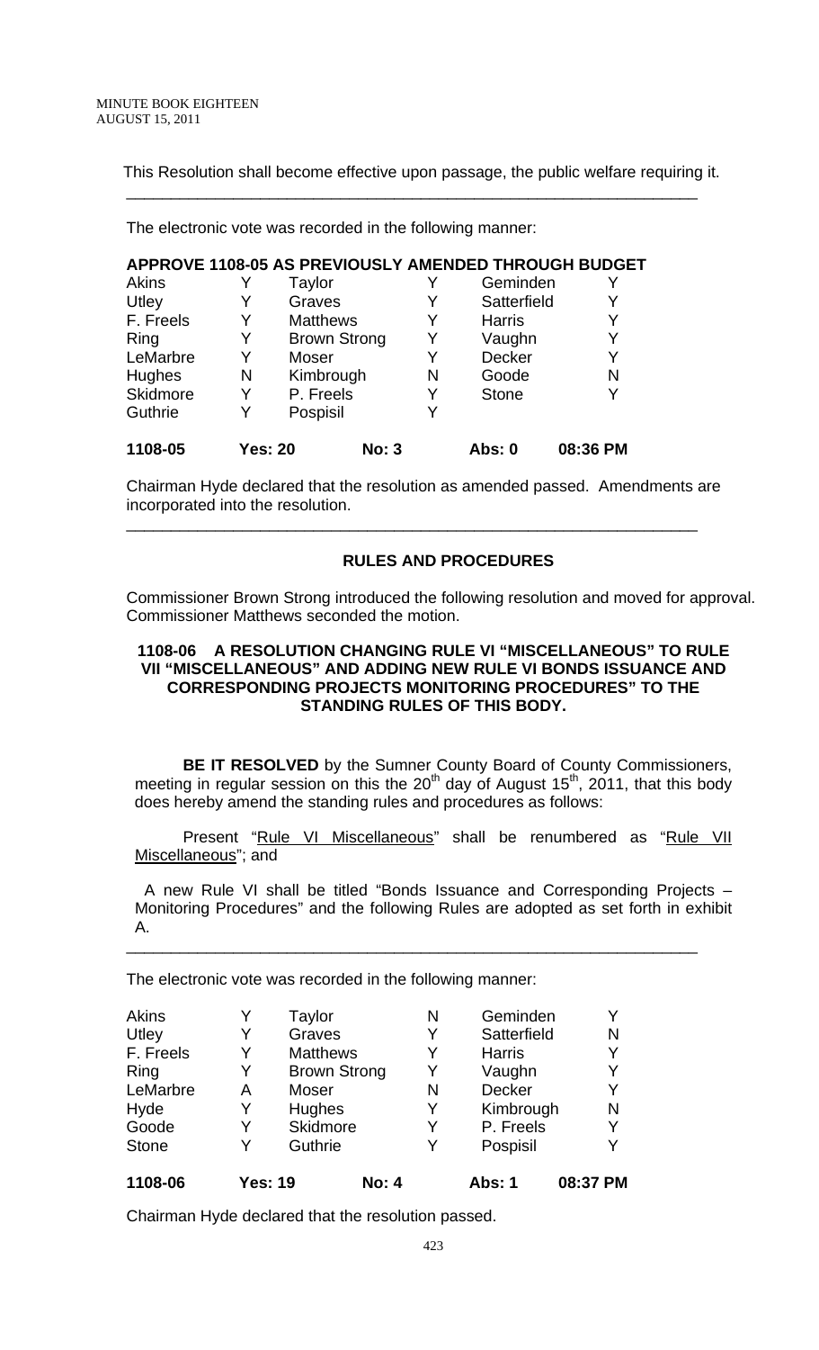This Resolution shall become effective upon passage, the public welfare requiring it.

---

The electronic vote was recorded in the following manner:

**APPROVE 1108-05 AS PREVIOUSLY AMENDED THROUGH BUDGET**

| | | | | | |
|---|---|---|---|---|---|
| Akins | Y | Taylor | Y | Geminden | Y |
| Utley | Y | Graves | Y | Satterfield | Y |
| F. Freels | Y | Matthews | Y | Harris | Y |
| Ring | Y | Brown Strong | Y | Vaughn | Y |
| LeMarbre | Y | Moser | Y | Decker | Y |
| Hughes | N | Kimbrough | N | Goode | N |
| Skidmore | Y | P. Freels | Y | Stone | Y |
| Guthrie | Y | Pospisil | Y | | |
| **1108-05** | **Yes: 20** | | **No: 3** | **Abs: 0** | **08:36 PM** |

Chairman Hyde declared that the resolution as amended passed. Amendments are incorporated into the resolution.

---

## RULES AND PROCEDURES

Commissioner Brown Strong introduced the following resolution and moved for approval. Commissioner Matthews seconded the motion.

### 1108-06 A RESOLUTION CHANGING RULE VI "MISCELLANEOUS" TO RULE VII "MISCELLANEOUS" AND ADDING NEW RULE VI BONDS ISSUANCE AND CORRESPONDING PROJECTS MONITORING PROCEDURES" TO THE STANDING RULES OF THIS BODY.

**BE IT RESOLVED** by the Sumner County Board of County Commissioners, meeting in regular session on this the 20th day of August 15th, 2011, that this body does hereby amend the standing rules and procedures as follows:

Present "Rule VI Miscellaneous" shall be renumbered as "Rule VII Miscellaneous"; and

A new Rule VI shall be titled "Bonds Issuance and Corresponding Projects – Monitoring Procedures" and the following Rules are adopted as set forth in exhibit A.

---

The electronic vote was recorded in the following manner:

| | | | | | |
|---|---|---|---|---|---|
| Akins | Y | Taylor | N | Geminden | Y |
| Utley | Y | Graves | Y | Satterfield | N |
| F. Freels | Y | Matthews | Y | Harris | Y |
| Ring | Y | Brown Strong | Y | Vaughn | Y |
| LeMarbre | A | Moser | N | Decker | Y |
| Hyde | Y | Hughes | Y | Kimbrough | N |
| Goode | Y | Skidmore | Y | P. Freels | Y |
| Stone | Y | Guthrie | Y | Pospisil | Y |
| **1108-06** | **Yes: 19** | | **No: 4** | **Abs: 1** | **08:37 PM** |

Chairman Hyde declared that the resolution passed.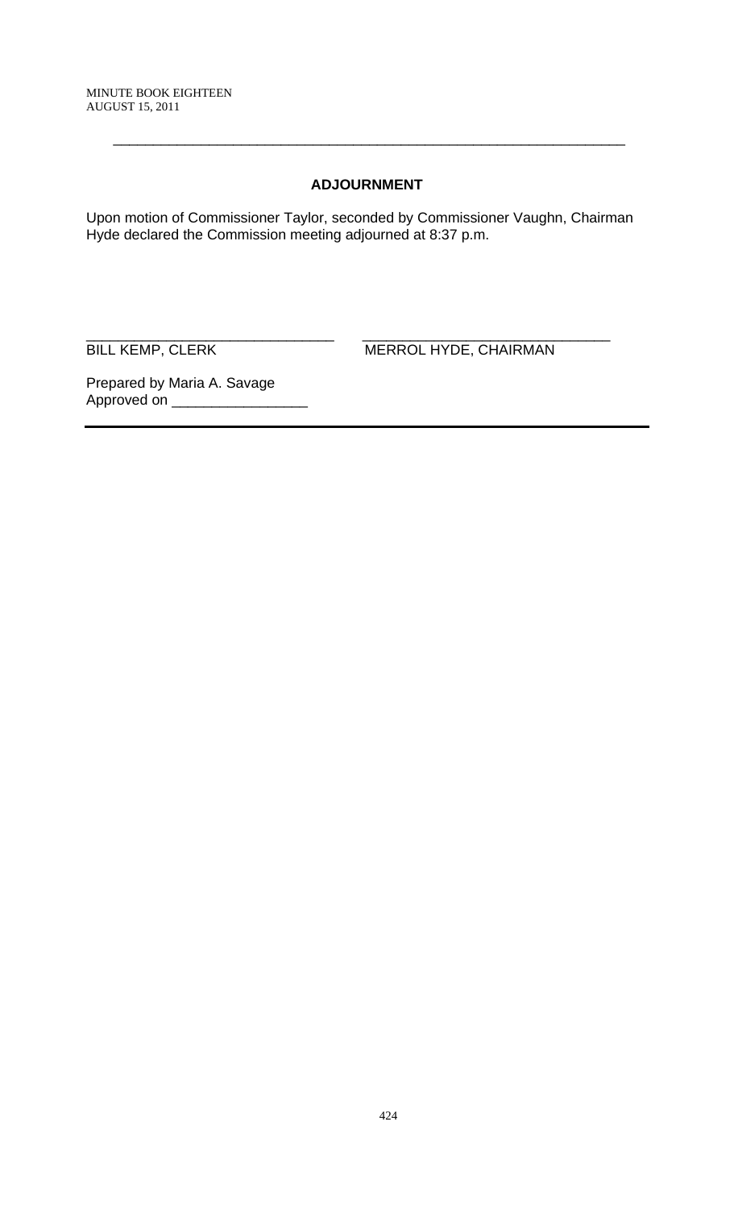## ADJOURNMENT

Upon motion of Commissioner Taylor, seconded by Commissioner Vaughn, Chairman Hyde declared the Commission meeting adjourned at 8:37 p.m.

\_\_\_\_\_\_\_\_\_\_\_\_\_\_\_\_\_\_\_\_\_\_\_\_\_\_\_\_\_\_\_\_ \_\_\_\_\_\_\_\_\_\_\_\_\_\_\_\_\_\_\_\_\_\_\_\_\_\_\_\_\_\_\_\_

BILL KEMP, CLERK MERROL HYDE, CHAIRMAN

Prepared by Maria A. Savage
Approved on \_\_\_\_\_\_\_\_\_\_\_\_\_\_\_\_\_